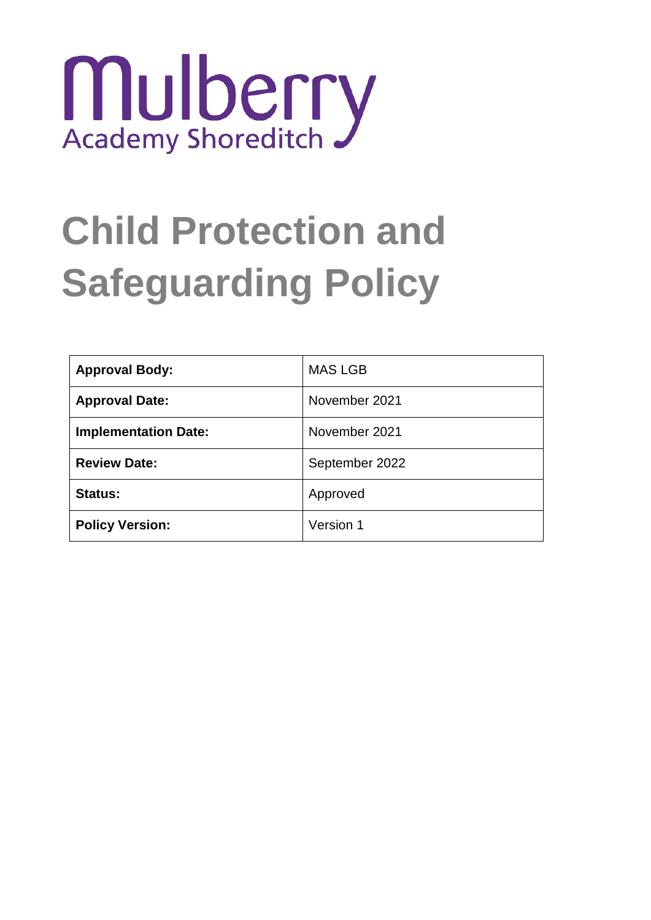Mulberry
Academy Shoreditch

# Child Protection and Safeguarding Policy

| **Approval Body:** | MAS LGB |
| --- | --- |
| **Approval Date:** | November 2021 |
| **Implementation Date:** | November 2021 |
| **Review Date:** | September 2022 |
| **Status:** | Approved |
| **Policy Version:** | Version 1 |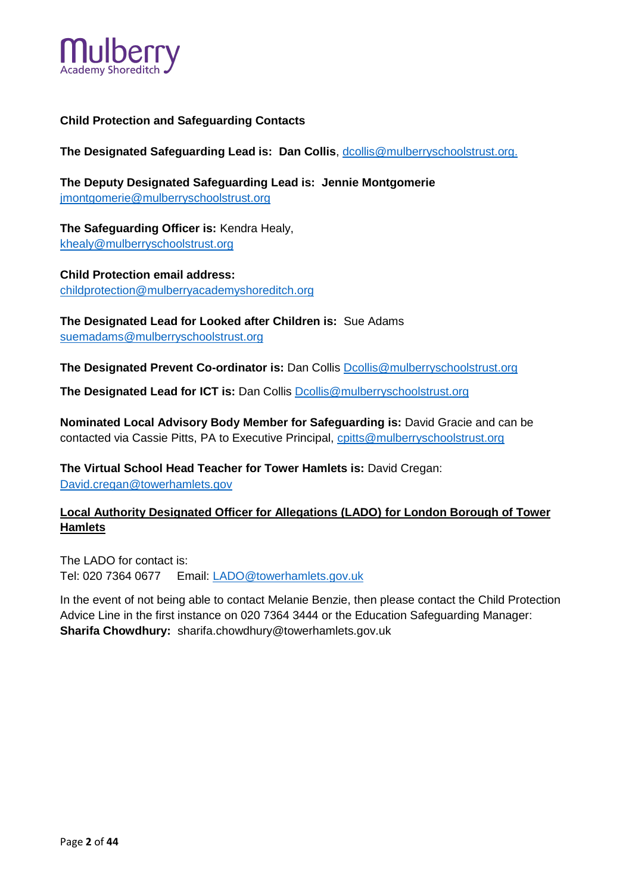**Child Protection and Safeguarding Contacts**

**The Designated Safeguarding Lead is: Dan Collis**, dcollis@mulberryschoolstrust.org.

**The Deputy Designated Safeguarding Lead is: Jennie Montgomerie**
jmontgomerie@mulberryschoolstrust.org

**The Safeguarding Officer is:** Kendra Healy,
khealy@mulberryschoolstrust.org

**Child Protection email address:**
childprotection@mulberryacademyshoreditch.org

**The Designated Lead for Looked after Children is:** Sue Adams
suemadams@mulberryschoolstrust.org

**The Designated Prevent Co-ordinator is:** Dan Collis Dcollis@mulberryschoolstrust.org

**The Designated Lead for ICT is:** Dan Collis Dcollis@mulberryschoolstrust.org

**Nominated Local Advisory Body Member for Safeguarding is:** David Gracie and can be contacted via Cassie Pitts, PA to Executive Principal, cpitts@mulberryschoolstrust.org

**The Virtual School Head Teacher for Tower Hamlets is:** David Cregan:
David.cregan@towerhamlets.gov

**Local Authority Designated Officer for Allegations (LADO) for London Borough of Tower Hamlets**

The LADO for contact is:
Tel: 020 7364 0677 Email: LADO@towerhamlets.gov.uk

In the event of not being able to contact Melanie Benzie, then please contact the Child Protection Advice Line in the first instance on 020 7364 3444 or the Education Safeguarding Manager: **Sharifa Chowdhury:** sharifa.chowdhury@towerhamlets.gov.uk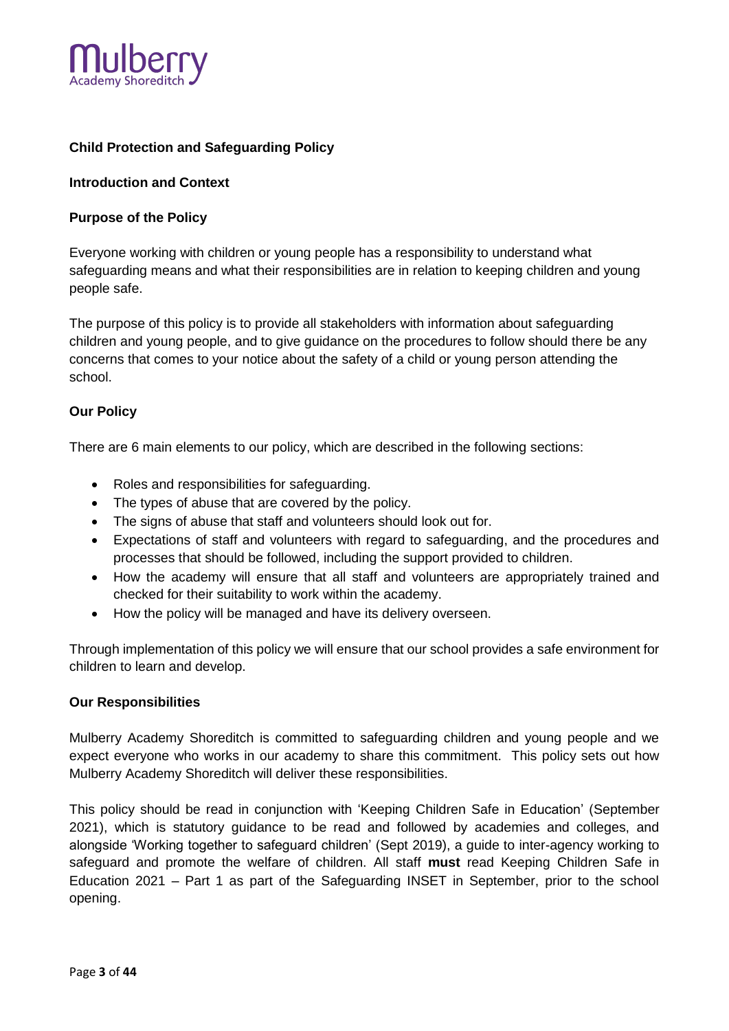## Child Protection and Safeguarding Policy

### Introduction and Context

### Purpose of the Policy

Everyone working with children or young people has a responsibility to understand what safeguarding means and what their responsibilities are in relation to keeping children and young people safe.

The purpose of this policy is to provide all stakeholders with information about safeguarding children and young people, and to give guidance on the procedures to follow should there be any concerns that comes to your notice about the safety of a child or young person attending the school.

### Our Policy

There are 6 main elements to our policy, which are described in the following sections:

- Roles and responsibilities for safeguarding.
- The types of abuse that are covered by the policy.
- The signs of abuse that staff and volunteers should look out for.
- Expectations of staff and volunteers with regard to safeguarding, and the procedures and processes that should be followed, including the support provided to children.
- How the academy will ensure that all staff and volunteers are appropriately trained and checked for their suitability to work within the academy.
- How the policy will be managed and have its delivery overseen.

Through implementation of this policy we will ensure that our school provides a safe environment for children to learn and develop.

### Our Responsibilities

Mulberry Academy Shoreditch is committed to safeguarding children and young people and we expect everyone who works in our academy to share this commitment. This policy sets out how Mulberry Academy Shoreditch will deliver these responsibilities.

This policy should be read in conjunction with 'Keeping Children Safe in Education' (September 2021), which is statutory guidance to be read and followed by academies and colleges, and alongside 'Working together to safeguard children' (Sept 2019), a guide to inter-agency working to safeguard and promote the welfare of children. All staff **must** read Keeping Children Safe in Education 2021 – Part 1 as part of the Safeguarding INSET in September, prior to the school opening.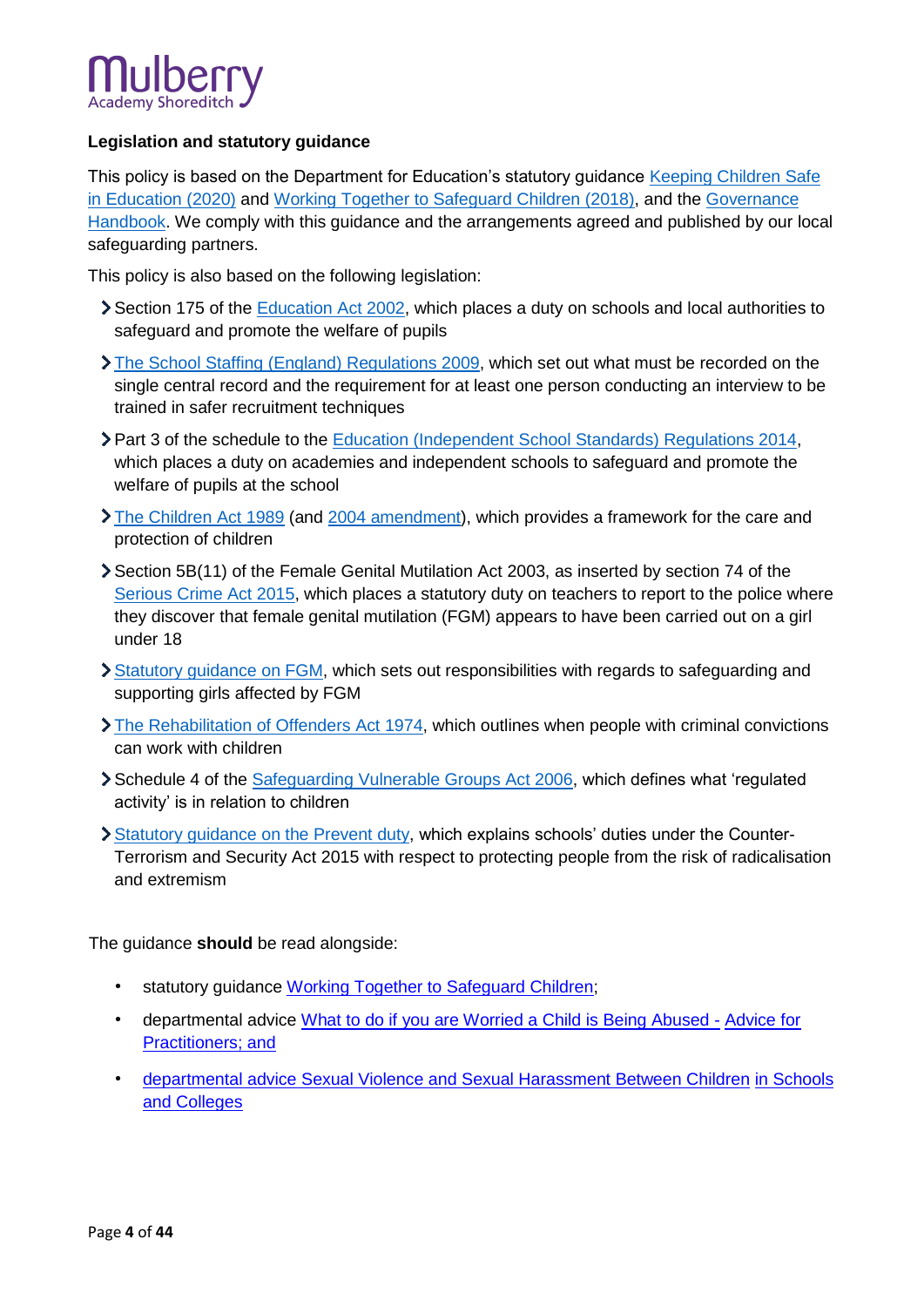**Legislation and statutory guidance**

This policy is based on the Department for Education's statutory guidance Keeping Children Safe in Education (2020) and Working Together to Safeguard Children (2018), and the Governance Handbook. We comply with this guidance and the arrangements agreed and published by our local safeguarding partners.

This policy is also based on the following legislation:

- Section 175 of the Education Act 2002, which places a duty on schools and local authorities to safeguard and promote the welfare of pupils
- The School Staffing (England) Regulations 2009, which set out what must be recorded on the single central record and the requirement for at least one person conducting an interview to be trained in safer recruitment techniques
- Part 3 of the schedule to the Education (Independent School Standards) Regulations 2014, which places a duty on academies and independent schools to safeguard and promote the welfare of pupils at the school
- The Children Act 1989 (and 2004 amendment), which provides a framework for the care and protection of children
- Section 5B(11) of the Female Genital Mutilation Act 2003, as inserted by section 74 of the Serious Crime Act 2015, which places a statutory duty on teachers to report to the police where they discover that female genital mutilation (FGM) appears to have been carried out on a girl under 18
- Statutory guidance on FGM, which sets out responsibilities with regards to safeguarding and supporting girls affected by FGM
- The Rehabilitation of Offenders Act 1974, which outlines when people with criminal convictions can work with children
- Schedule 4 of the Safeguarding Vulnerable Groups Act 2006, which defines what 'regulated activity' is in relation to children
- Statutory guidance on the Prevent duty, which explains schools' duties under the Counter-Terrorism and Security Act 2015 with respect to protecting people from the risk of radicalisation and extremism

The guidance **should** be read alongside:

- statutory guidance Working Together to Safeguard Children;
- departmental advice What to do if you are Worried a Child is Being Abused - Advice for Practitioners; and
- departmental advice Sexual Violence and Sexual Harassment Between Children in Schools and Colleges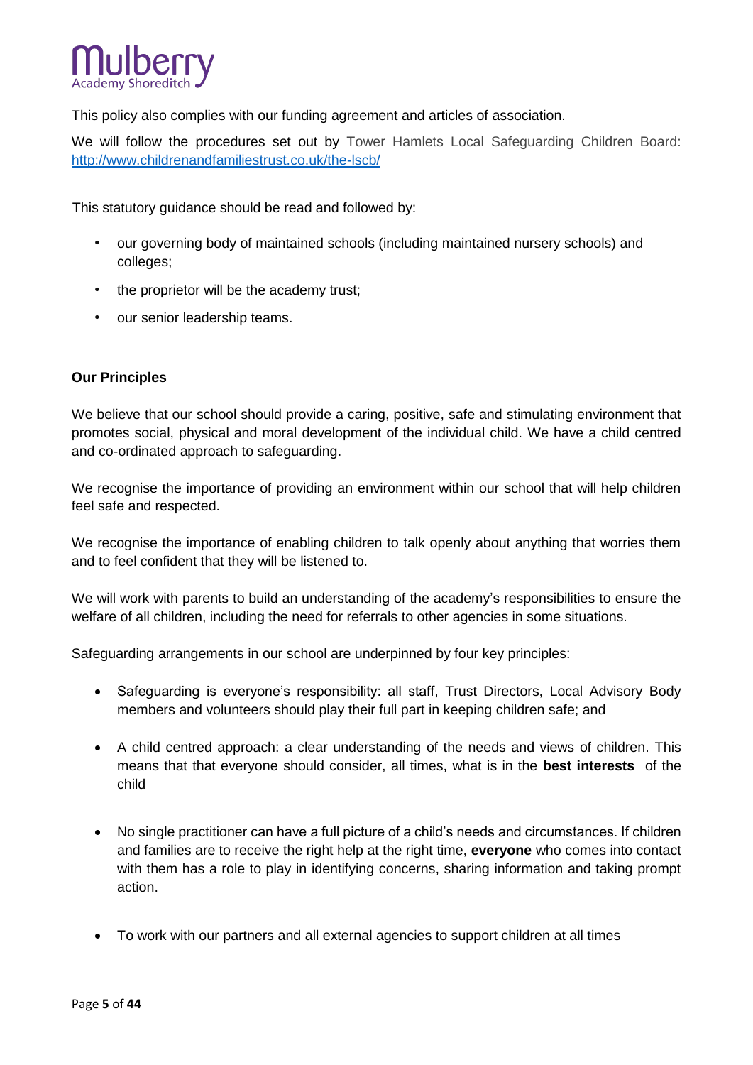This policy also complies with our funding agreement and articles of association.

We will follow the procedures set out by Tower Hamlets Local Safeguarding Children Board: http://www.childrenandfamiliestrust.co.uk/the-lscb/

This statutory guidance should be read and followed by:

- our governing body of maintained schools (including maintained nursery schools) and colleges;
- the proprietor will be the academy trust;
- our senior leadership teams.

**Our Principles**

We believe that our school should provide a caring, positive, safe and stimulating environment that promotes social, physical and moral development of the individual child. We have a child centred and co-ordinated approach to safeguarding.

We recognise the importance of providing an environment within our school that will help children feel safe and respected.

We recognise the importance of enabling children to talk openly about anything that worries them and to feel confident that they will be listened to.

We will work with parents to build an understanding of the academy's responsibilities to ensure the welfare of all children, including the need for referrals to other agencies in some situations.

Safeguarding arrangements in our school are underpinned by four key principles:

- Safeguarding is everyone's responsibility: all staff, Trust Directors, Local Advisory Body members and volunteers should play their full part in keeping children safe; and
- A child centred approach: a clear understanding of the needs and views of children. This means that that everyone should consider, all times, what is in the **best interests** of the child
- No single practitioner can have a full picture of a child's needs and circumstances. If children and families are to receive the right help at the right time, **everyone** who comes into contact with them has a role to play in identifying concerns, sharing information and taking prompt action.
- To work with our partners and all external agencies to support children at all times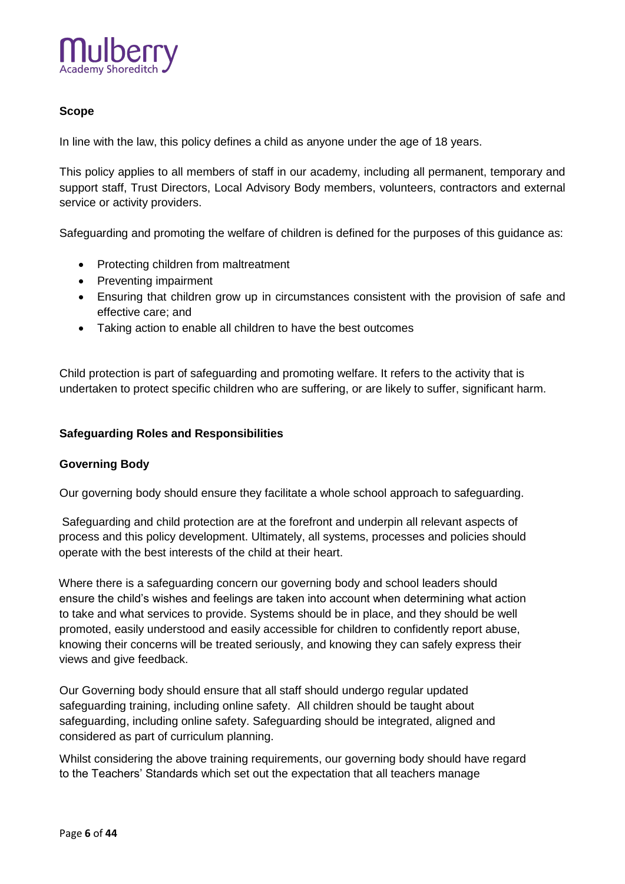### Scope

In line with the law, this policy defines a child as anyone under the age of 18 years.

This policy applies to all members of staff in our academy, including all permanent, temporary and support staff, Trust Directors, Local Advisory Body members, volunteers, contractors and external service or activity providers.

Safeguarding and promoting the welfare of children is defined for the purposes of this guidance as:

- Protecting children from maltreatment
- Preventing impairment
- Ensuring that children grow up in circumstances consistent with the provision of safe and effective care; and
- Taking action to enable all children to have the best outcomes

Child protection is part of safeguarding and promoting welfare. It refers to the activity that is undertaken to protect specific children who are suffering, or are likely to suffer, significant harm.

### Safeguarding Roles and Responsibilities

#### Governing Body

Our governing body should ensure they facilitate a whole school approach to safeguarding.

Safeguarding and child protection are at the forefront and underpin all relevant aspects of process and this policy development. Ultimately, all systems, processes and policies should operate with the best interests of the child at their heart.

Where there is a safeguarding concern our governing body and school leaders should ensure the child's wishes and feelings are taken into account when determining what action to take and what services to provide. Systems should be in place, and they should be well promoted, easily understood and easily accessible for children to confidently report abuse, knowing their concerns will be treated seriously, and knowing they can safely express their views and give feedback.

Our Governing body should ensure that all staff should undergo regular updated safeguarding training, including online safety. All children should be taught about safeguarding, including online safety. Safeguarding should be integrated, aligned and considered as part of curriculum planning.

Whilst considering the above training requirements, our governing body should have regard to the Teachers' Standards which set out the expectation that all teachers manage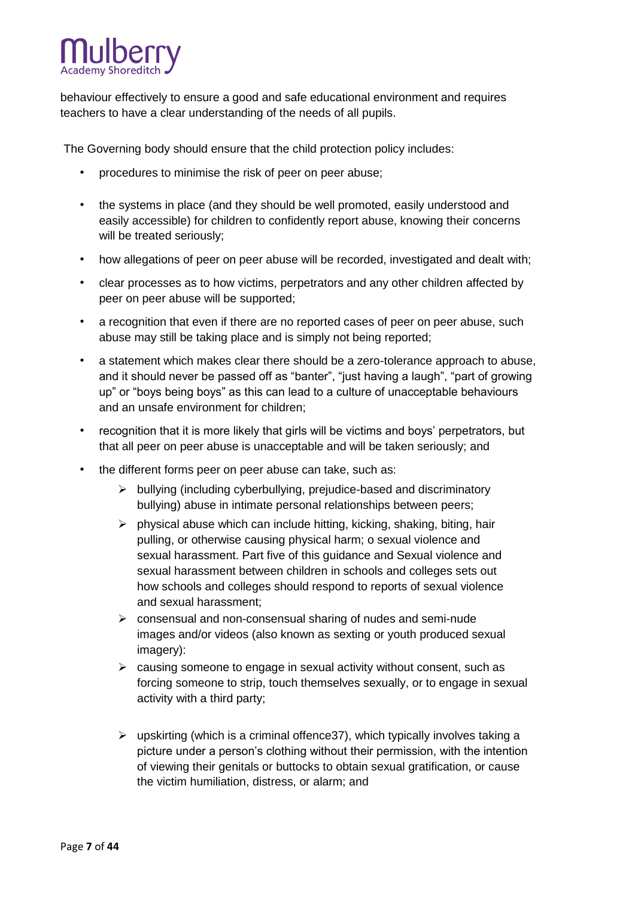behaviour effectively to ensure a good and safe educational environment and requires teachers to have a clear understanding of the needs of all pupils.

The Governing body should ensure that the child protection policy includes:

- procedures to minimise the risk of peer on peer abuse;
- the systems in place (and they should be well promoted, easily understood and easily accessible) for children to confidently report abuse, knowing their concerns will be treated seriously;
- how allegations of peer on peer abuse will be recorded, investigated and dealt with;
- clear processes as to how victims, perpetrators and any other children affected by peer on peer abuse will be supported;
- a recognition that even if there are no reported cases of peer on peer abuse, such abuse may still be taking place and is simply not being reported;
- a statement which makes clear there should be a zero-tolerance approach to abuse, and it should never be passed off as "banter", "just having a laugh", "part of growing up" or "boys being boys" as this can lead to a culture of unacceptable behaviours and an unsafe environment for children;
- recognition that it is more likely that girls will be victims and boys' perpetrators, but that all peer on peer abuse is unacceptable and will be taken seriously; and
- the different forms peer on peer abuse can take, such as:
  - bullying (including cyberbullying, prejudice-based and discriminatory bullying) abuse in intimate personal relationships between peers;
  - physical abuse which can include hitting, kicking, shaking, biting, hair pulling, or otherwise causing physical harm; o sexual violence and sexual harassment. Part five of this guidance and Sexual violence and sexual harassment between children in schools and colleges sets out how schools and colleges should respond to reports of sexual violence and sexual harassment;
  - consensual and non-consensual sharing of nudes and semi-nude images and/or videos (also known as sexting or youth produced sexual imagery):
  - causing someone to engage in sexual activity without consent, such as forcing someone to strip, touch themselves sexually, or to engage in sexual activity with a third party;
  - upskirting (which is a criminal offence37), which typically involves taking a picture under a person's clothing without their permission, with the intention of viewing their genitals or buttocks to obtain sexual gratification, or cause the victim humiliation, distress, or alarm; and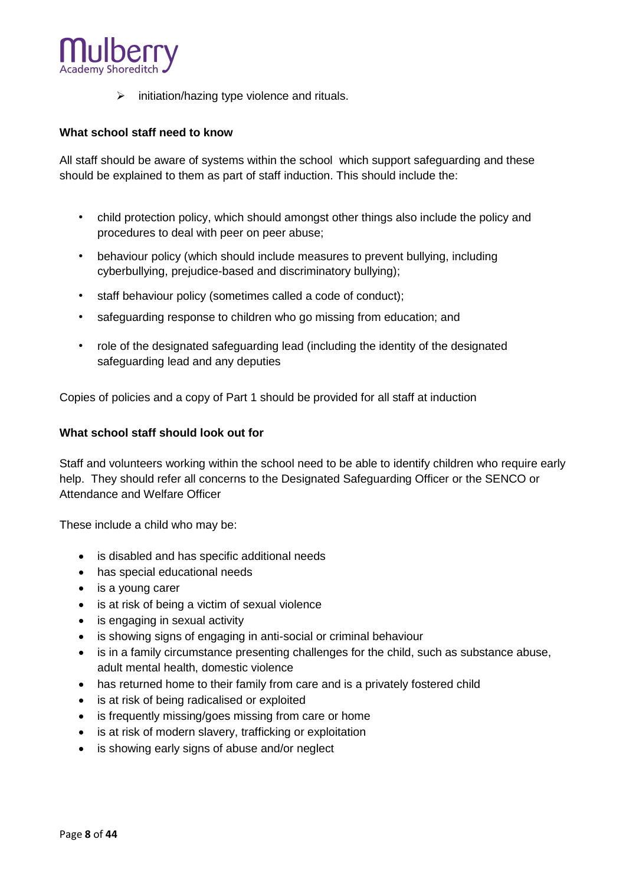- initiation/hazing type violence and rituals.

**What school staff need to know**

All staff should be aware of systems within the school which support safeguarding and these should be explained to them as part of staff induction. This should include the:

- child protection policy, which should amongst other things also include the policy and procedures to deal with peer on peer abuse;
- behaviour policy (which should include measures to prevent bullying, including cyberbullying, prejudice-based and discriminatory bullying);
- staff behaviour policy (sometimes called a code of conduct);
- safeguarding response to children who go missing from education; and
- role of the designated safeguarding lead (including the identity of the designated safeguarding lead and any deputies

Copies of policies and a copy of Part 1 should be provided for all staff at induction

**What school staff should look out for**

Staff and volunteers working within the school need to be able to identify children who require early help. They should refer all concerns to the Designated Safeguarding Officer or the SENCO or Attendance and Welfare Officer

These include a child who may be:

- is disabled and has specific additional needs
- has special educational needs
- is a young carer
- is at risk of being a victim of sexual violence
- is engaging in sexual activity
- is showing signs of engaging in anti-social or criminal behaviour
- is in a family circumstance presenting challenges for the child, such as substance abuse, adult mental health, domestic violence
- has returned home to their family from care and is a privately fostered child
- is at risk of being radicalised or exploited
- is frequently missing/goes missing from care or home
- is at risk of modern slavery, trafficking or exploitation
- is showing early signs of abuse and/or neglect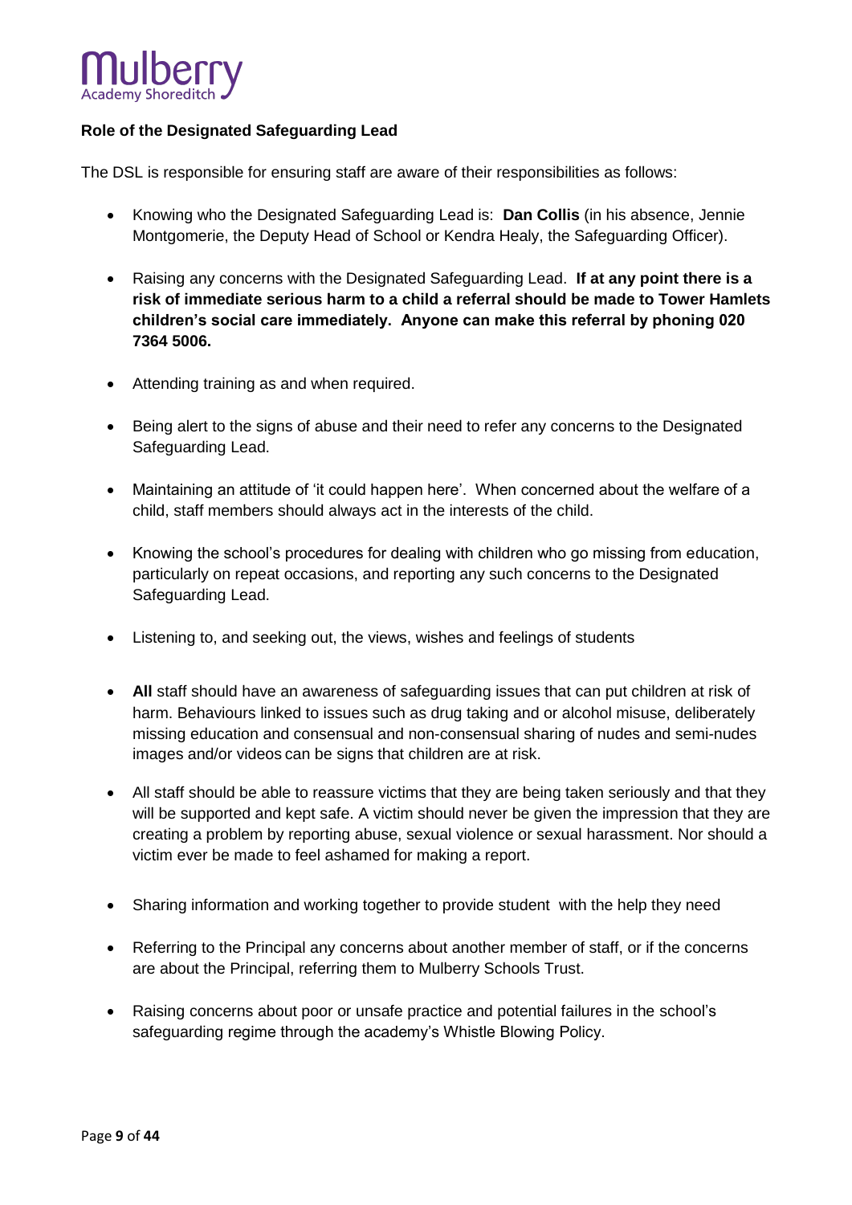#### Role of the Designated Safeguarding Lead

The DSL is responsible for ensuring staff are aware of their responsibilities as follows:

- Knowing who the Designated Safeguarding Lead is: **Dan Collis** (in his absence, Jennie Montgomerie, the Deputy Head of School or Kendra Healy, the Safeguarding Officer).

- Raising any concerns with the Designated Safeguarding Lead. **If at any point there is a risk of immediate serious harm to a child a referral should be made to Tower Hamlets children's social care immediately. Anyone can make this referral by phoning 020 7364 5006.**

- Attending training as and when required.

- Being alert to the signs of abuse and their need to refer any concerns to the Designated Safeguarding Lead.

- Maintaining an attitude of 'it could happen here'. When concerned about the welfare of a child, staff members should always act in the interests of the child.

- Knowing the school's procedures for dealing with children who go missing from education, particularly on repeat occasions, and reporting any such concerns to the Designated Safeguarding Lead.

- Listening to, and seeking out, the views, wishes and feelings of students

- **All** staff should have an awareness of safeguarding issues that can put children at risk of harm. Behaviours linked to issues such as drug taking and or alcohol misuse, deliberately missing education and consensual and non-consensual sharing of nudes and semi-nudes images and/or videos can be signs that children are at risk.

- All staff should be able to reassure victims that they are being taken seriously and that they will be supported and kept safe. A victim should never be given the impression that they are creating a problem by reporting abuse, sexual violence or sexual harassment. Nor should a victim ever be made to feel ashamed for making a report.

- Sharing information and working together to provide student with the help they need

- Referring to the Principal any concerns about another member of staff, or if the concerns are about the Principal, referring them to Mulberry Schools Trust.

- Raising concerns about poor or unsafe practice and potential failures in the school's safeguarding regime through the academy's Whistle Blowing Policy.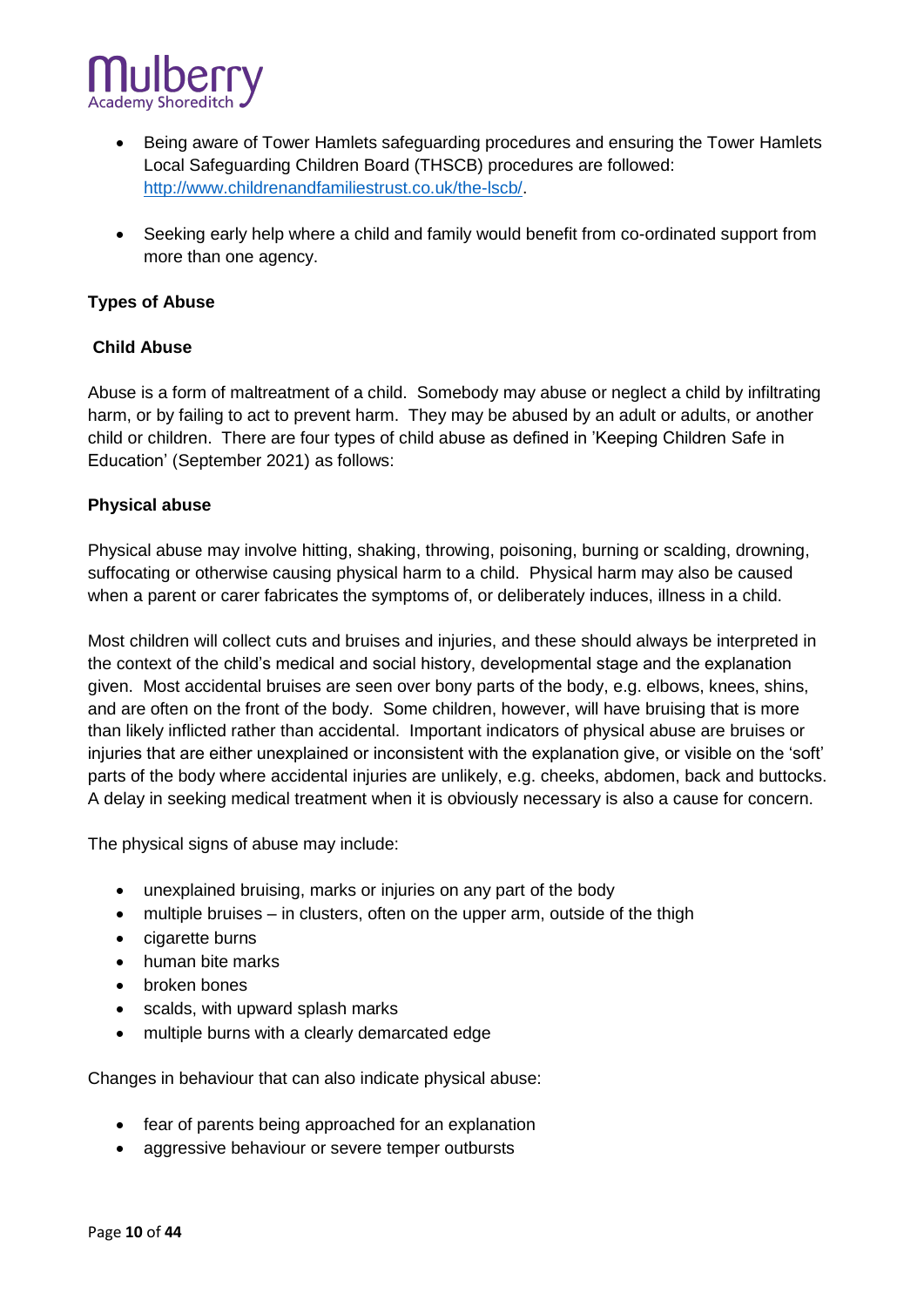- Being aware of Tower Hamlets safeguarding procedures and ensuring the Tower Hamlets Local Safeguarding Children Board (THSCB) procedures are followed: [http://www.childrenandfamiliestrust.co.uk/the-lscb/](http://www.childrenandfamiliestrust.co.uk/the-lscb/).

- Seeking early help where a child and family would benefit from co-ordinated support from more than one agency.

**Types of Abuse**

**Child Abuse**

Abuse is a form of maltreatment of a child. Somebody may abuse or neglect a child by infiltrating harm, or by failing to act to prevent harm. They may be abused by an adult or adults, or another child or children. There are four types of child abuse as defined in 'Keeping Children Safe in Education' (September 2021) as follows:

**Physical abuse**

Physical abuse may involve hitting, shaking, throwing, poisoning, burning or scalding, drowning, suffocating or otherwise causing physical harm to a child. Physical harm may also be caused when a parent or carer fabricates the symptoms of, or deliberately induces, illness in a child.

Most children will collect cuts and bruises and injuries, and these should always be interpreted in the context of the child's medical and social history, developmental stage and the explanation given. Most accidental bruises are seen over bony parts of the body, e.g. elbows, knees, shins, and are often on the front of the body. Some children, however, will have bruising that is more than likely inflicted rather than accidental. Important indicators of physical abuse are bruises or injuries that are either unexplained or inconsistent with the explanation give, or visible on the 'soft' parts of the body where accidental injuries are unlikely, e.g. cheeks, abdomen, back and buttocks. A delay in seeking medical treatment when it is obviously necessary is also a cause for concern.

The physical signs of abuse may include:

- unexplained bruising, marks or injuries on any part of the body
- multiple bruises – in clusters, often on the upper arm, outside of the thigh
- cigarette burns
- human bite marks
- broken bones
- scalds, with upward splash marks
- multiple burns with a clearly demarcated edge

Changes in behaviour that can also indicate physical abuse:

- fear of parents being approached for an explanation
- aggressive behaviour or severe temper outbursts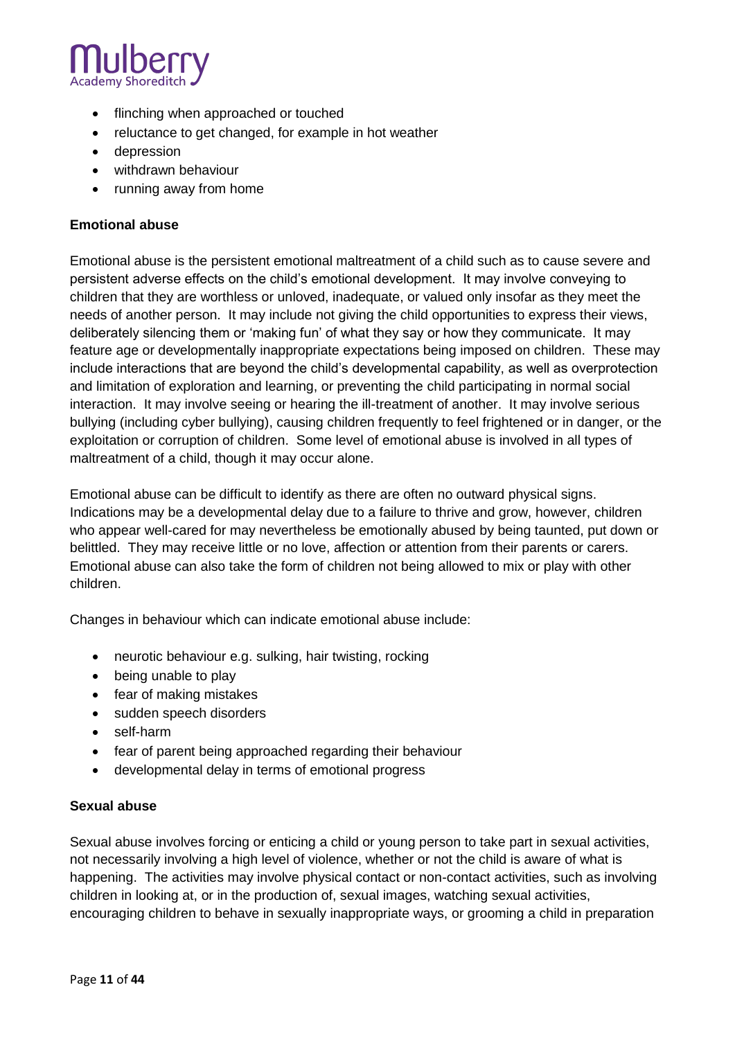- flinching when approached or touched
- reluctance to get changed, for example in hot weather
- depression
- withdrawn behaviour
- running away from home

**Emotional abuse**

Emotional abuse is the persistent emotional maltreatment of a child such as to cause severe and persistent adverse effects on the child's emotional development. It may involve conveying to children that they are worthless or unloved, inadequate, or valued only insofar as they meet the needs of another person. It may include not giving the child opportunities to express their views, deliberately silencing them or 'making fun' of what they say or how they communicate. It may feature age or developmentally inappropriate expectations being imposed on children. These may include interactions that are beyond the child's developmental capability, as well as overprotection and limitation of exploration and learning, or preventing the child participating in normal social interaction. It may involve seeing or hearing the ill-treatment of another. It may involve serious bullying (including cyber bullying), causing children frequently to feel frightened or in danger, or the exploitation or corruption of children. Some level of emotional abuse is involved in all types of maltreatment of a child, though it may occur alone.

Emotional abuse can be difficult to identify as there are often no outward physical signs. Indications may be a developmental delay due to a failure to thrive and grow, however, children who appear well-cared for may nevertheless be emotionally abused by being taunted, put down or belittled. They may receive little or no love, affection or attention from their parents or carers. Emotional abuse can also take the form of children not being allowed to mix or play with other children.

Changes in behaviour which can indicate emotional abuse include:

- neurotic behaviour e.g. sulking, hair twisting, rocking
- being unable to play
- fear of making mistakes
- sudden speech disorders
- self-harm
- fear of parent being approached regarding their behaviour
- developmental delay in terms of emotional progress

**Sexual abuse**

Sexual abuse involves forcing or enticing a child or young person to take part in sexual activities, not necessarily involving a high level of violence, whether or not the child is aware of what is happening. The activities may involve physical contact or non-contact activities, such as involving children in looking at, or in the production of, sexual images, watching sexual activities, encouraging children to behave in sexually inappropriate ways, or grooming a child in preparation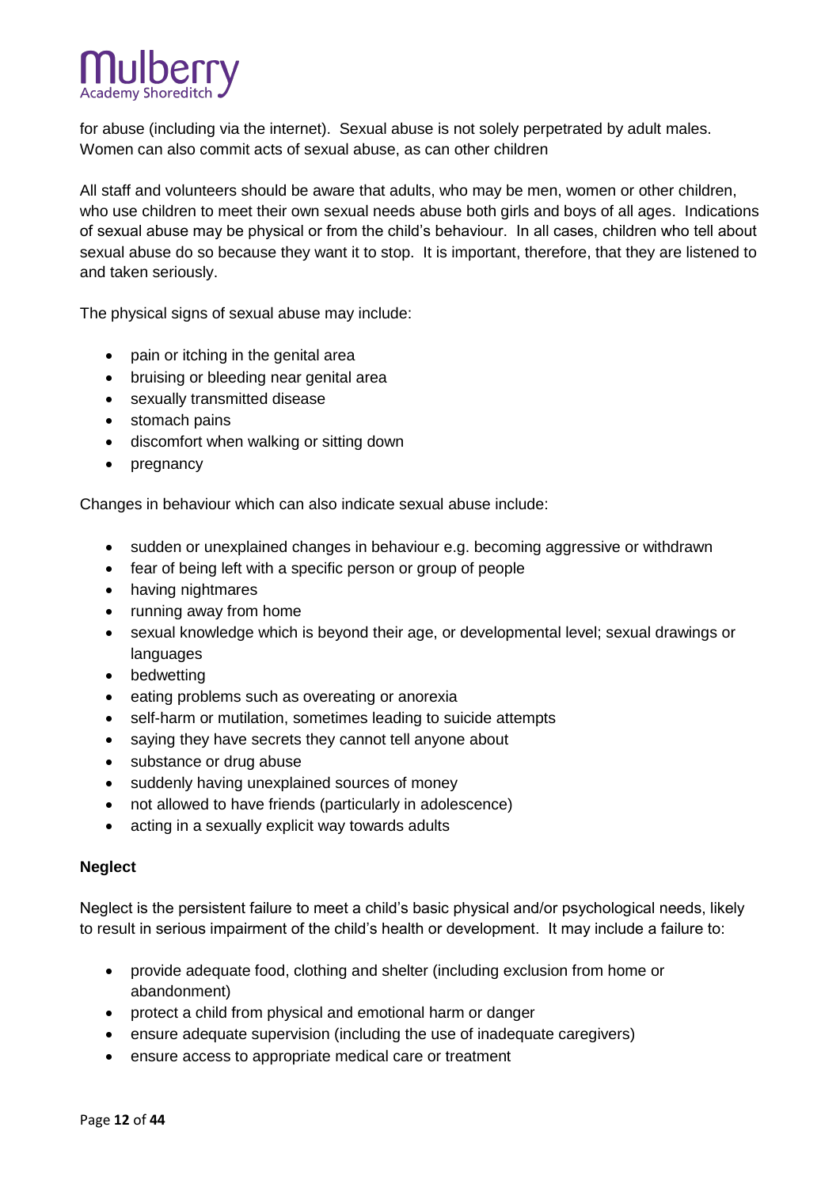for abuse (including via the internet). Sexual abuse is not solely perpetrated by adult males. Women can also commit acts of sexual abuse, as can other children

All staff and volunteers should be aware that adults, who may be men, women or other children, who use children to meet their own sexual needs abuse both girls and boys of all ages. Indications of sexual abuse may be physical or from the child's behaviour. In all cases, children who tell about sexual abuse do so because they want it to stop. It is important, therefore, that they are listened to and taken seriously.

The physical signs of sexual abuse may include:

- pain or itching in the genital area
- bruising or bleeding near genital area
- sexually transmitted disease
- stomach pains
- discomfort when walking or sitting down
- pregnancy

Changes in behaviour which can also indicate sexual abuse include:

- sudden or unexplained changes in behaviour e.g. becoming aggressive or withdrawn
- fear of being left with a specific person or group of people
- having nightmares
- running away from home
- sexual knowledge which is beyond their age, or developmental level; sexual drawings or languages
- bedwetting
- eating problems such as overeating or anorexia
- self-harm or mutilation, sometimes leading to suicide attempts
- saying they have secrets they cannot tell anyone about
- substance or drug abuse
- suddenly having unexplained sources of money
- not allowed to have friends (particularly in adolescence)
- acting in a sexually explicit way towards adults

**Neglect**

Neglect is the persistent failure to meet a child's basic physical and/or psychological needs, likely to result in serious impairment of the child's health or development. It may include a failure to:

- provide adequate food, clothing and shelter (including exclusion from home or abandonment)
- protect a child from physical and emotional harm or danger
- ensure adequate supervision (including the use of inadequate caregivers)
- ensure access to appropriate medical care or treatment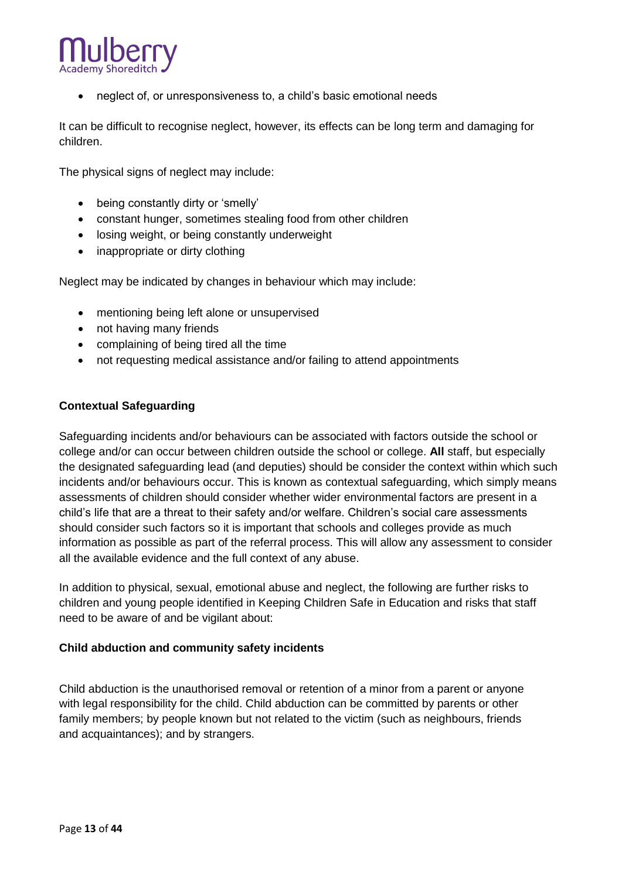- neglect of, or unresponsiveness to, a child's basic emotional needs

It can be difficult to recognise neglect, however, its effects can be long term and damaging for children.

The physical signs of neglect may include:

- being constantly dirty or 'smelly'
- constant hunger, sometimes stealing food from other children
- losing weight, or being constantly underweight
- inappropriate or dirty clothing

Neglect may be indicated by changes in behaviour which may include:

- mentioning being left alone or unsupervised
- not having many friends
- complaining of being tired all the time
- not requesting medical assistance and/or failing to attend appointments

**Contextual Safeguarding**

Safeguarding incidents and/or behaviours can be associated with factors outside the school or college and/or can occur between children outside the school or college. **All** staff, but especially the designated safeguarding lead (and deputies) should be consider the context within which such incidents and/or behaviours occur. This is known as contextual safeguarding, which simply means assessments of children should consider whether wider environmental factors are present in a child's life that are a threat to their safety and/or welfare. Children's social care assessments should consider such factors so it is important that schools and colleges provide as much information as possible as part of the referral process. This will allow any assessment to consider all the available evidence and the full context of any abuse.

In addition to physical, sexual, emotional abuse and neglect, the following are further risks to children and young people identified in Keeping Children Safe in Education and risks that staff need to be aware of and be vigilant about:

**Child abduction and community safety incidents**

Child abduction is the unauthorised removal or retention of a minor from a parent or anyone with legal responsibility for the child. Child abduction can be committed by parents or other family members; by people known but not related to the victim (such as neighbours, friends and acquaintances); and by strangers.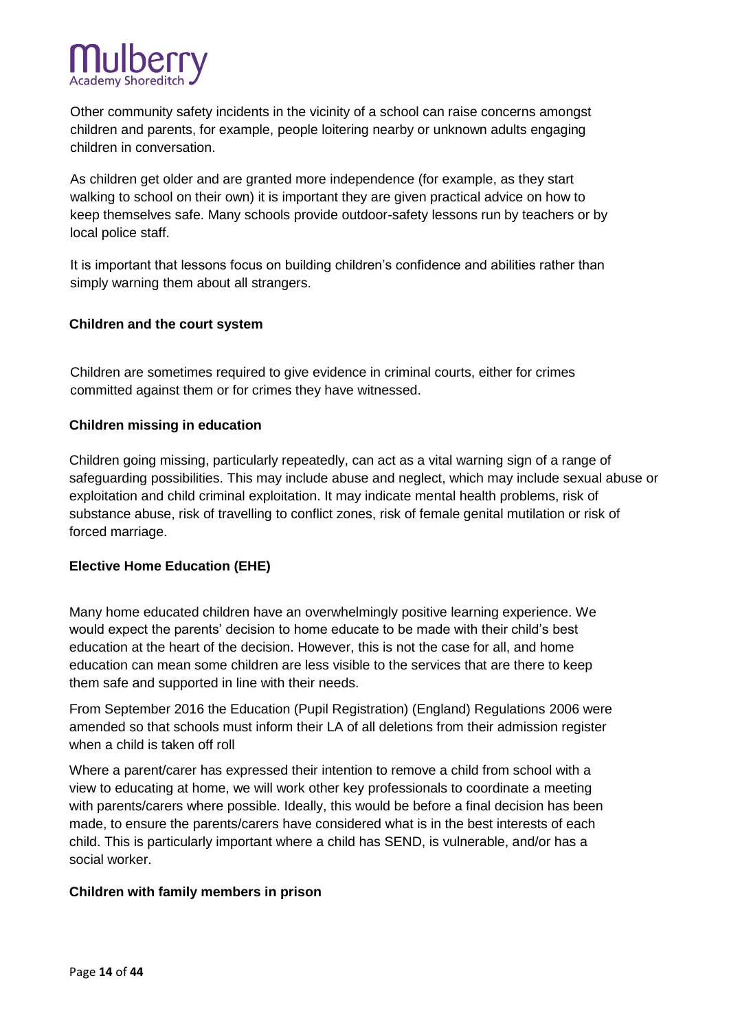Other community safety incidents in the vicinity of a school can raise concerns amongst children and parents, for example, people loitering nearby or unknown adults engaging children in conversation.

As children get older and are granted more independence (for example, as they start walking to school on their own) it is important they are given practical advice on how to keep themselves safe. Many schools provide outdoor-safety lessons run by teachers or by local police staff.

It is important that lessons focus on building children's confidence and abilities rather than simply warning them about all strangers.

**Children and the court system**

Children are sometimes required to give evidence in criminal courts, either for crimes committed against them or for crimes they have witnessed.

**Children missing in education**

Children going missing, particularly repeatedly, can act as a vital warning sign of a range of safeguarding possibilities. This may include abuse and neglect, which may include sexual abuse or exploitation and child criminal exploitation. It may indicate mental health problems, risk of substance abuse, risk of travelling to conflict zones, risk of female genital mutilation or risk of forced marriage.

**Elective Home Education (EHE)**

Many home educated children have an overwhelmingly positive learning experience. We would expect the parents' decision to home educate to be made with their child's best education at the heart of the decision. However, this is not the case for all, and home education can mean some children are less visible to the services that are there to keep them safe and supported in line with their needs.

From September 2016 the Education (Pupil Registration) (England) Regulations 2006 were amended so that schools must inform their LA of all deletions from their admission register when a child is taken off roll

Where a parent/carer has expressed their intention to remove a child from school with a view to educating at home, we will work other key professionals to coordinate a meeting with parents/carers where possible. Ideally, this would be before a final decision has been made, to ensure the parents/carers have considered what is in the best interests of each child. This is particularly important where a child has SEND, is vulnerable, and/or has a social worker.

**Children with family members in prison**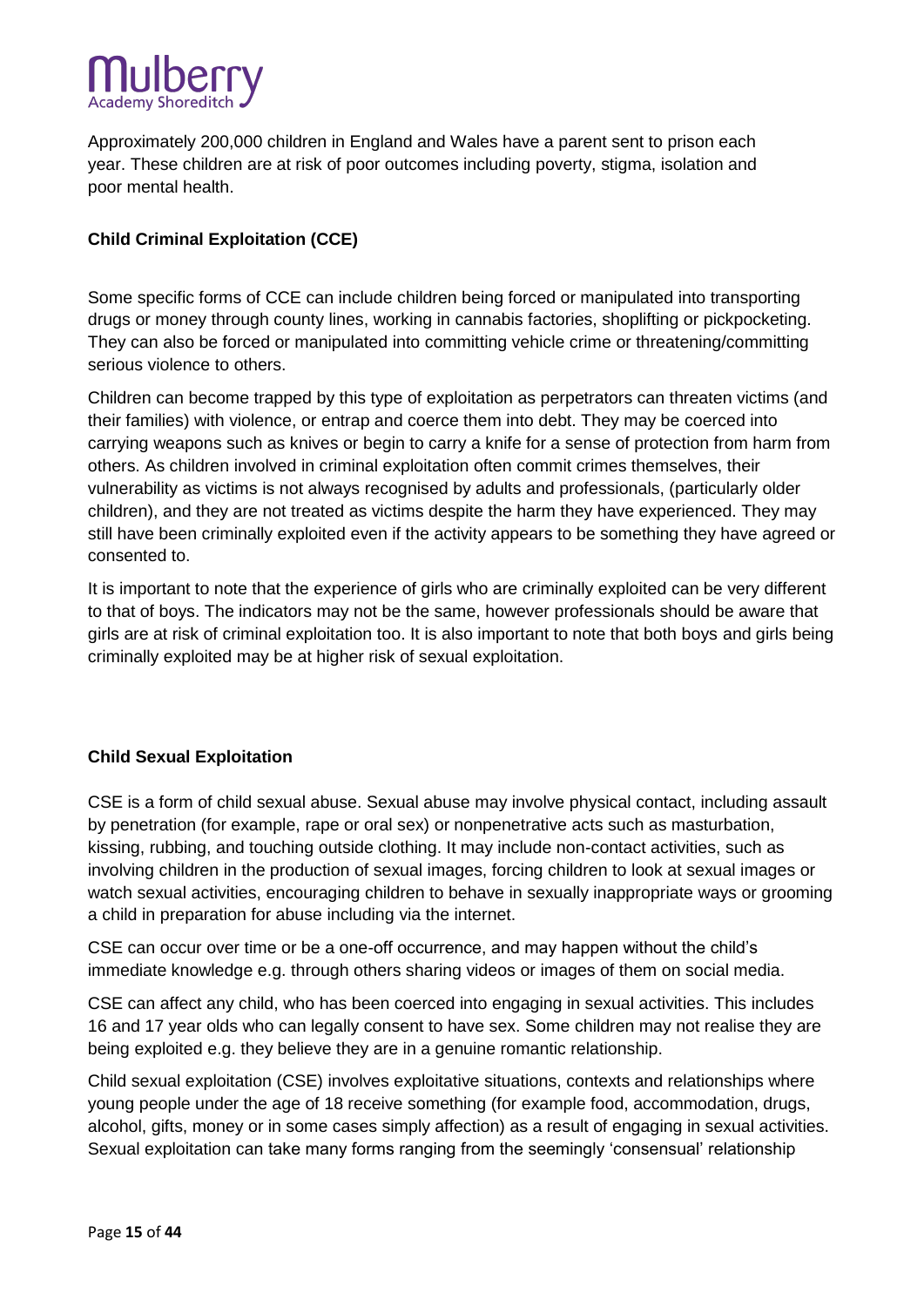Approximately 200,000 children in England and Wales have a parent sent to prison each year. These children are at risk of poor outcomes including poverty, stigma, isolation and poor mental health.

**Child Criminal Exploitation (CCE)**

Some specific forms of CCE can include children being forced or manipulated into transporting drugs or money through county lines, working in cannabis factories, shoplifting or pickpocketing. They can also be forced or manipulated into committing vehicle crime or threatening/committing serious violence to others.

Children can become trapped by this type of exploitation as perpetrators can threaten victims (and their families) with violence, or entrap and coerce them into debt. They may be coerced into carrying weapons such as knives or begin to carry a knife for a sense of protection from harm from others. As children involved in criminal exploitation often commit crimes themselves, their vulnerability as victims is not always recognised by adults and professionals, (particularly older children), and they are not treated as victims despite the harm they have experienced. They may still have been criminally exploited even if the activity appears to be something they have agreed or consented to.

It is important to note that the experience of girls who are criminally exploited can be very different to that of boys. The indicators may not be the same, however professionals should be aware that girls are at risk of criminal exploitation too. It is also important to note that both boys and girls being criminally exploited may be at higher risk of sexual exploitation.

**Child Sexual Exploitation**

CSE is a form of child sexual abuse. Sexual abuse may involve physical contact, including assault by penetration (for example, rape or oral sex) or nonpenetrative acts such as masturbation, kissing, rubbing, and touching outside clothing. It may include non-contact activities, such as involving children in the production of sexual images, forcing children to look at sexual images or watch sexual activities, encouraging children to behave in sexually inappropriate ways or grooming a child in preparation for abuse including via the internet.

CSE can occur over time or be a one-off occurrence, and may happen without the child's immediate knowledge e.g. through others sharing videos or images of them on social media.

CSE can affect any child, who has been coerced into engaging in sexual activities. This includes 16 and 17 year olds who can legally consent to have sex. Some children may not realise they are being exploited e.g. they believe they are in a genuine romantic relationship.

Child sexual exploitation (CSE) involves exploitative situations, contexts and relationships where young people under the age of 18 receive something (for example food, accommodation, drugs, alcohol, gifts, money or in some cases simply affection) as a result of engaging in sexual activities. Sexual exploitation can take many forms ranging from the seemingly 'consensual' relationship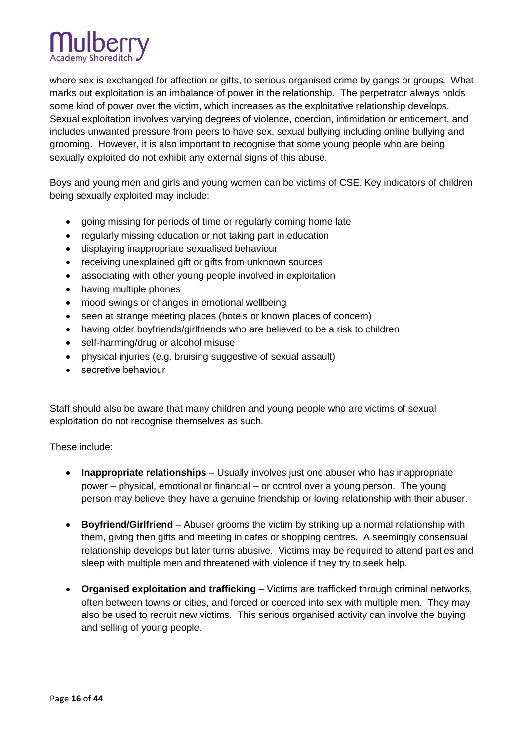where sex is exchanged for affection or gifts, to serious organised crime by gangs or groups. What marks out exploitation is an imbalance of power in the relationship. The perpetrator always holds some kind of power over the victim, which increases as the exploitative relationship develops. Sexual exploitation involves varying degrees of violence, coercion, intimidation or enticement, and includes unwanted pressure from peers to have sex, sexual bullying including online bullying and grooming. However, it is also important to recognise that some young people who are being sexually exploited do not exhibit any external signs of this abuse.

Boys and young men and girls and young women can be victims of CSE. Key indicators of children being sexually exploited may include:

- going missing for periods of time or regularly coming home late
- regularly missing education or not taking part in education
- displaying inappropriate sexualised behaviour
- receiving unexplained gift or gifts from unknown sources
- associating with other young people involved in exploitation
- having multiple phones
- mood swings or changes in emotional wellbeing
- seen at strange meeting places (hotels or known places of concern)
- having older boyfriends/girlfriends who are believed to be a risk to children
- self-harming/drug or alcohol misuse
- physical injuries (e.g. bruising suggestive of sexual assault)
- secretive behaviour

Staff should also be aware that many children and young people who are victims of sexual exploitation do not recognise themselves as such.

These include:

- **Inappropriate relationships** – Usually involves just one abuser who has inappropriate power – physical, emotional or financial – or control over a young person. The young person may believe they have a genuine friendship or loving relationship with their abuser.

- **Boyfriend/Girlfriend** – Abuser grooms the victim by striking up a normal relationship with them, giving then gifts and meeting in cafes or shopping centres. A seemingly consensual relationship develops but later turns abusive. Victims may be required to attend parties and sleep with multiple men and threatened with violence if they try to seek help.

- **Organised exploitation and trafficking** – Victims are trafficked through criminal networks, often between towns or cities, and forced or coerced into sex with multiple men. They may also be used to recruit new victims. This serious organised activity can involve the buying and selling of young people.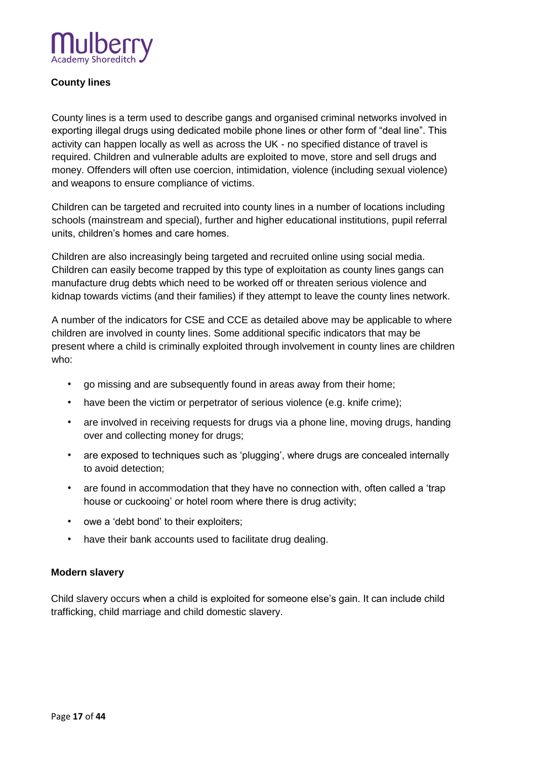### County lines

County lines is a term used to describe gangs and organised criminal networks involved in exporting illegal drugs using dedicated mobile phone lines or other form of "deal line". This activity can happen locally as well as across the UK - no specified distance of travel is required. Children and vulnerable adults are exploited to move, store and sell drugs and money. Offenders will often use coercion, intimidation, violence (including sexual violence) and weapons to ensure compliance of victims.

Children can be targeted and recruited into county lines in a number of locations including schools (mainstream and special), further and higher educational institutions, pupil referral units, children's homes and care homes.

Children are also increasingly being targeted and recruited online using social media. Children can easily become trapped by this type of exploitation as county lines gangs can manufacture drug debts which need to be worked off or threaten serious violence and kidnap towards victims (and their families) if they attempt to leave the county lines network.

A number of the indicators for CSE and CCE as detailed above may be applicable to where children are involved in county lines. Some additional specific indicators that may be present where a child is criminally exploited through involvement in county lines are children who:

- go missing and are subsequently found in areas away from their home;
- have been the victim or perpetrator of serious violence (e.g. knife crime);
- are involved in receiving requests for drugs via a phone line, moving drugs, handing over and collecting money for drugs;
- are exposed to techniques such as 'plugging', where drugs are concealed internally to avoid detection;
- are found in accommodation that they have no connection with, often called a 'trap house or cuckooing' or hotel room where there is drug activity;
- owe a 'debt bond' to their exploiters;
- have their bank accounts used to facilitate drug dealing.

### Modern slavery

Child slavery occurs when a child is exploited for someone else's gain. It can include child trafficking, child marriage and child domestic slavery.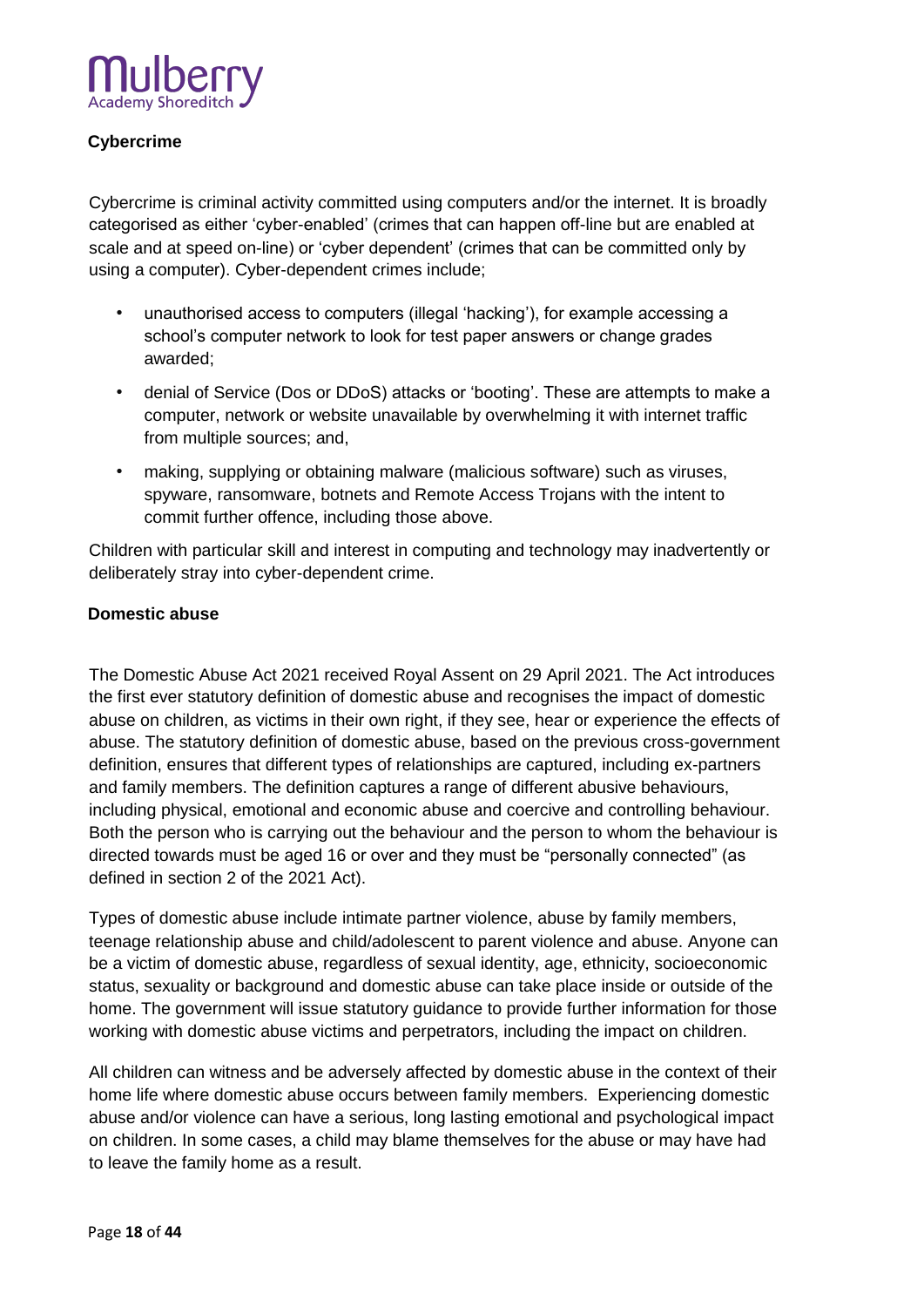**Cybercrime**

Cybercrime is criminal activity committed using computers and/or the internet. It is broadly categorised as either 'cyber-enabled' (crimes that can happen off-line but are enabled at scale and at speed on-line) or 'cyber dependent' (crimes that can be committed only by using a computer). Cyber-dependent crimes include;

- unauthorised access to computers (illegal 'hacking'), for example accessing a school's computer network to look for test paper answers or change grades awarded;
- denial of Service (Dos or DDoS) attacks or 'booting'. These are attempts to make a computer, network or website unavailable by overwhelming it with internet traffic from multiple sources; and,
- making, supplying or obtaining malware (malicious software) such as viruses, spyware, ransomware, botnets and Remote Access Trojans with the intent to commit further offence, including those above.

Children with particular skill and interest in computing and technology may inadvertently or deliberately stray into cyber-dependent crime.

**Domestic abuse**

The Domestic Abuse Act 2021 received Royal Assent on 29 April 2021. The Act introduces the first ever statutory definition of domestic abuse and recognises the impact of domestic abuse on children, as victims in their own right, if they see, hear or experience the effects of abuse. The statutory definition of domestic abuse, based on the previous cross-government definition, ensures that different types of relationships are captured, including ex-partners and family members. The definition captures a range of different abusive behaviours, including physical, emotional and economic abuse and coercive and controlling behaviour. Both the person who is carrying out the behaviour and the person to whom the behaviour is directed towards must be aged 16 or over and they must be "personally connected" (as defined in section 2 of the 2021 Act).

Types of domestic abuse include intimate partner violence, abuse by family members, teenage relationship abuse and child/adolescent to parent violence and abuse. Anyone can be a victim of domestic abuse, regardless of sexual identity, age, ethnicity, socioeconomic status, sexuality or background and domestic abuse can take place inside or outside of the home. The government will issue statutory guidance to provide further information for those working with domestic abuse victims and perpetrators, including the impact on children.

All children can witness and be adversely affected by domestic abuse in the context of their home life where domestic abuse occurs between family members. Experiencing domestic abuse and/or violence can have a serious, long lasting emotional and psychological impact on children. In some cases, a child may blame themselves for the abuse or may have had to leave the family home as a result.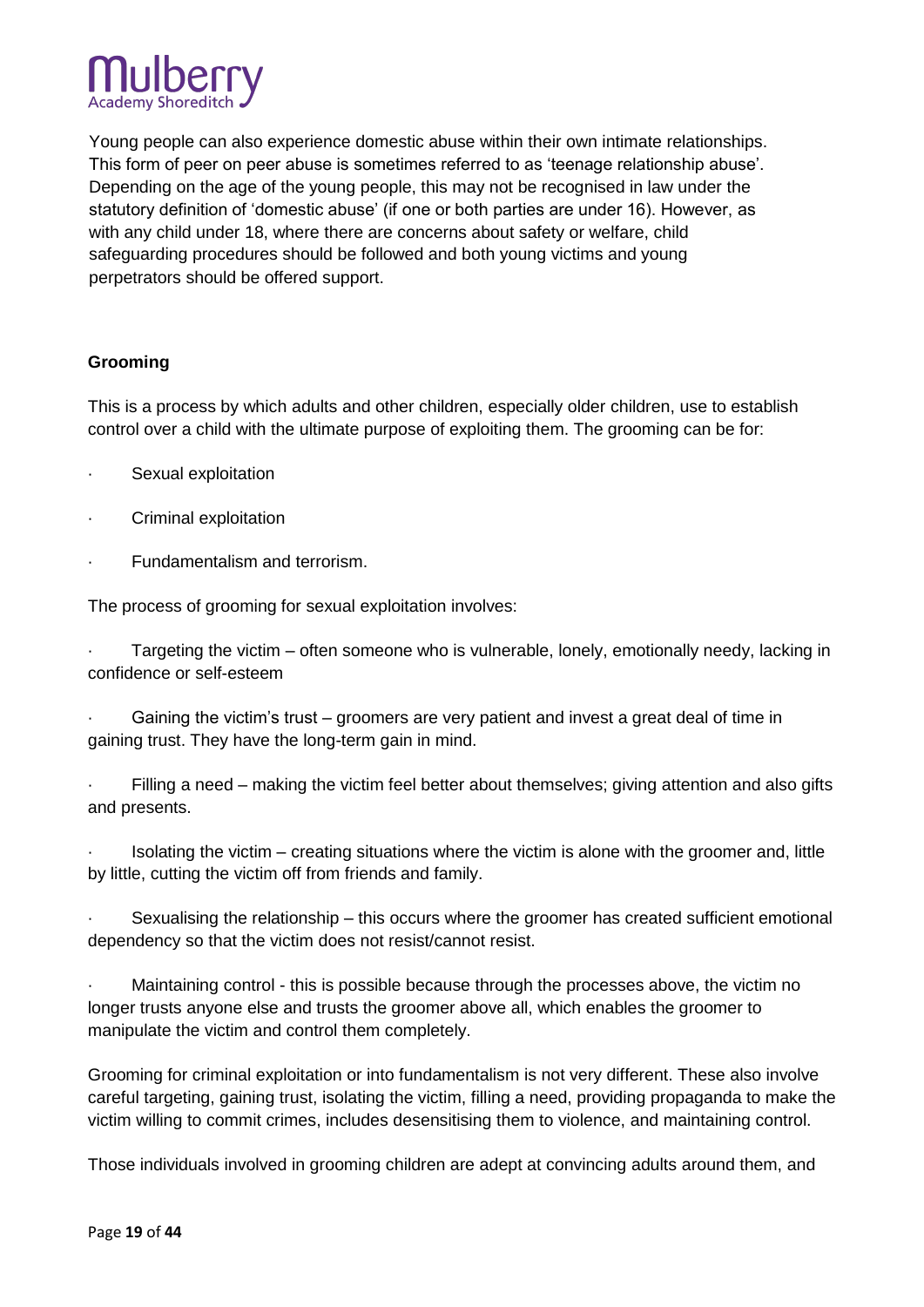Young people can also experience domestic abuse within their own intimate relationships. This form of peer on peer abuse is sometimes referred to as 'teenage relationship abuse'. Depending on the age of the young people, this may not be recognised in law under the statutory definition of 'domestic abuse' (if one or both parties are under 16). However, as with any child under 18, where there are concerns about safety or welfare, child safeguarding procedures should be followed and both young victims and young perpetrators should be offered support.

**Grooming**

This is a process by which adults and other children, especially older children, use to establish control over a child with the ultimate purpose of exploiting them. The grooming can be for:

- Sexual exploitation
- Criminal exploitation
- Fundamentalism and terrorism.

The process of grooming for sexual exploitation involves:

- Targeting the victim – often someone who is vulnerable, lonely, emotionally needy, lacking in confidence or self-esteem
- Gaining the victim's trust – groomers are very patient and invest a great deal of time in gaining trust. They have the long-term gain in mind.
- Filling a need – making the victim feel better about themselves; giving attention and also gifts and presents.
- Isolating the victim – creating situations where the victim is alone with the groomer and, little by little, cutting the victim off from friends and family.
- Sexualising the relationship – this occurs where the groomer has created sufficient emotional dependency so that the victim does not resist/cannot resist.
- Maintaining control - this is possible because through the processes above, the victim no longer trusts anyone else and trusts the groomer above all, which enables the groomer to manipulate the victim and control them completely.

Grooming for criminal exploitation or into fundamentalism is not very different. These also involve careful targeting, gaining trust, isolating the victim, filling a need, providing propaganda to make the victim willing to commit crimes, includes desensitising them to violence, and maintaining control.

Those individuals involved in grooming children are adept at convincing adults around them, and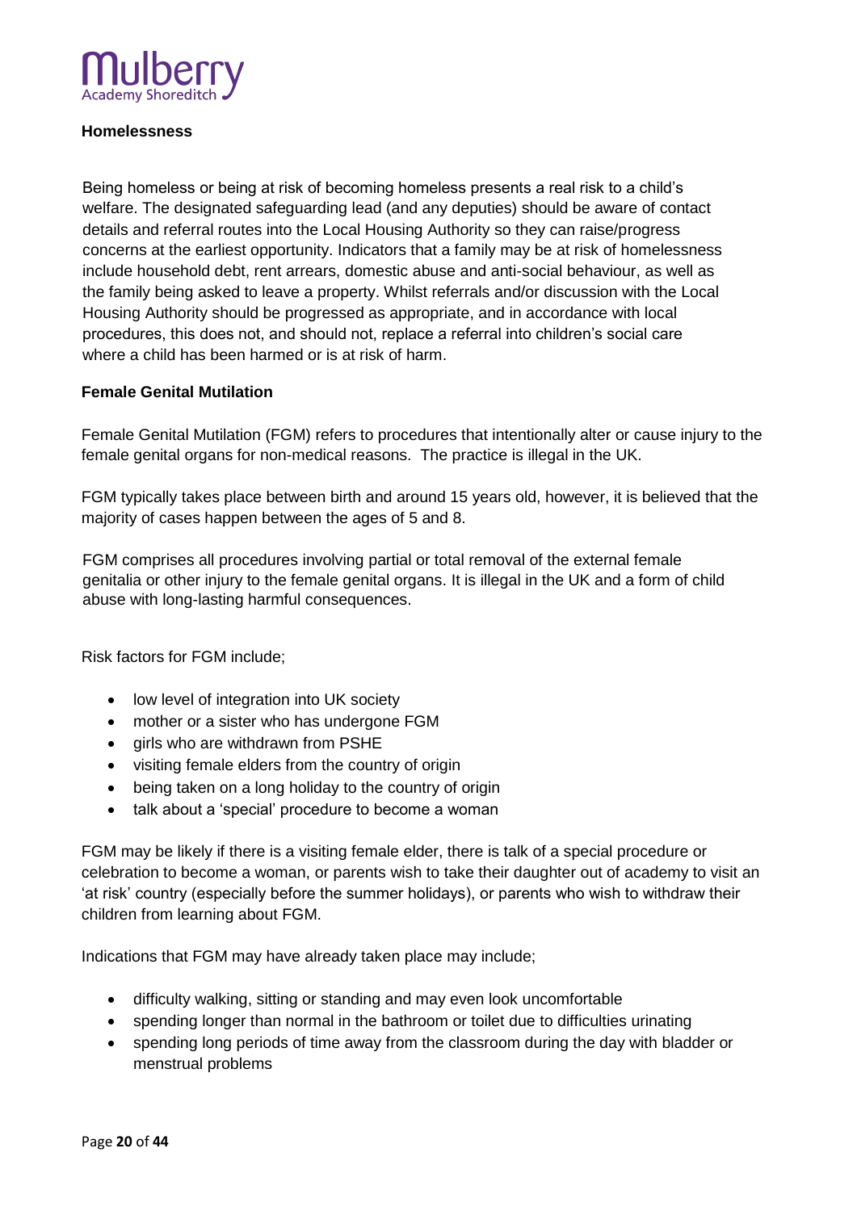**Homelessness**

Being homeless or being at risk of becoming homeless presents a real risk to a child's welfare. The designated safeguarding lead (and any deputies) should be aware of contact details and referral routes into the Local Housing Authority so they can raise/progress concerns at the earliest opportunity. Indicators that a family may be at risk of homelessness include household debt, rent arrears, domestic abuse and anti-social behaviour, as well as the family being asked to leave a property. Whilst referrals and/or discussion with the Local Housing Authority should be progressed as appropriate, and in accordance with local procedures, this does not, and should not, replace a referral into children's social care where a child has been harmed or is at risk of harm.

**Female Genital Mutilation**

Female Genital Mutilation (FGM) refers to procedures that intentionally alter or cause injury to the female genital organs for non-medical reasons. The practice is illegal in the UK.

FGM typically takes place between birth and around 15 years old, however, it is believed that the majority of cases happen between the ages of 5 and 8.

FGM comprises all procedures involving partial or total removal of the external female genitalia or other injury to the female genital organs. It is illegal in the UK and a form of child abuse with long-lasting harmful consequences.

Risk factors for FGM include;

- low level of integration into UK society
- mother or a sister who has undergone FGM
- girls who are withdrawn from PSHE
- visiting female elders from the country of origin
- being taken on a long holiday to the country of origin
- talk about a 'special' procedure to become a woman

FGM may be likely if there is a visiting female elder, there is talk of a special procedure or celebration to become a woman, or parents wish to take their daughter out of academy to visit an 'at risk' country (especially before the summer holidays), or parents who wish to withdraw their children from learning about FGM.

Indications that FGM may have already taken place may include;

- difficulty walking, sitting or standing and may even look uncomfortable
- spending longer than normal in the bathroom or toilet due to difficulties urinating
- spending long periods of time away from the classroom during the day with bladder or menstrual problems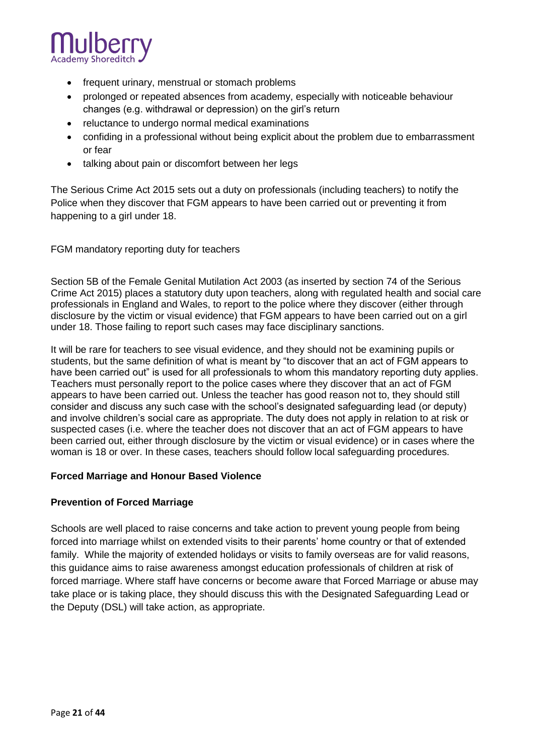- frequent urinary, menstrual or stomach problems
- prolonged or repeated absences from academy, especially with noticeable behaviour changes (e.g. withdrawal or depression) on the girl's return
- reluctance to undergo normal medical examinations
- confiding in a professional without being explicit about the problem due to embarrassment or fear
- talking about pain or discomfort between her legs

The Serious Crime Act 2015 sets out a duty on professionals (including teachers) to notify the Police when they discover that FGM appears to have been carried out or preventing it from happening to a girl under 18.

FGM mandatory reporting duty for teachers

Section 5B of the Female Genital Mutilation Act 2003 (as inserted by section 74 of the Serious Crime Act 2015) places a statutory duty upon teachers, along with regulated health and social care professionals in England and Wales, to report to the police where they discover (either through disclosure by the victim or visual evidence) that FGM appears to have been carried out on a girl under 18. Those failing to report such cases may face disciplinary sanctions.

It will be rare for teachers to see visual evidence, and they should not be examining pupils or students, but the same definition of what is meant by "to discover that an act of FGM appears to have been carried out" is used for all professionals to whom this mandatory reporting duty applies. Teachers must personally report to the police cases where they discover that an act of FGM appears to have been carried out. Unless the teacher has good reason not to, they should still consider and discuss any such case with the school's designated safeguarding lead (or deputy) and involve children's social care as appropriate. The duty does not apply in relation to at risk or suspected cases (i.e. where the teacher does not discover that an act of FGM appears to have been carried out, either through disclosure by the victim or visual evidence) or in cases where the woman is 18 or over. In these cases, teachers should follow local safeguarding procedures.

**Forced Marriage and Honour Based Violence**

**Prevention of Forced Marriage**

Schools are well placed to raise concerns and take action to prevent young people from being forced into marriage whilst on extended visits to their parents' home country or that of extended family. While the majority of extended holidays or visits to family overseas are for valid reasons, this guidance aims to raise awareness amongst education professionals of children at risk of forced marriage. Where staff have concerns or become aware that Forced Marriage or abuse may take place or is taking place, they should discuss this with the Designated Safeguarding Lead or the Deputy (DSL) will take action, as appropriate.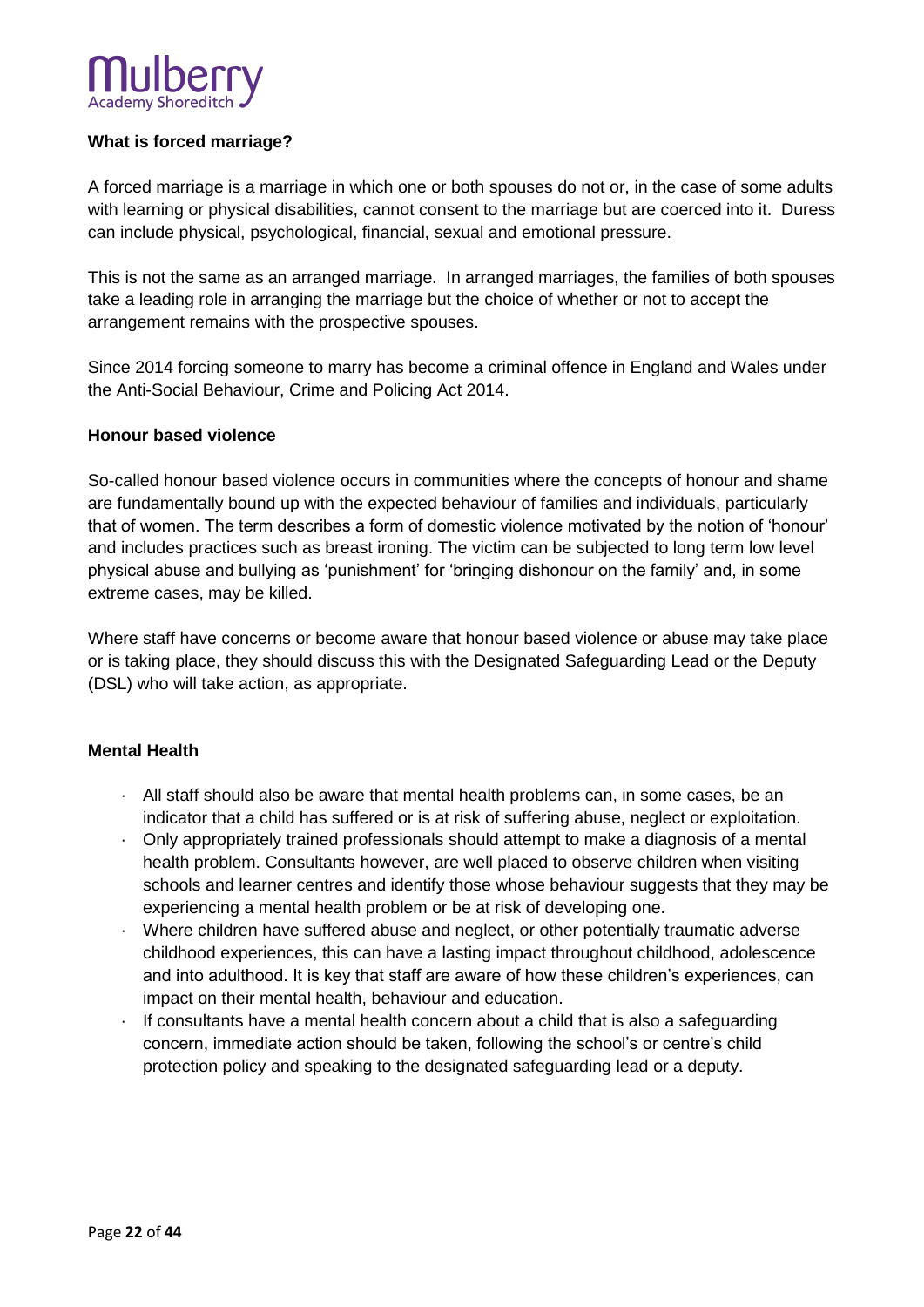### What is forced marriage?

A forced marriage is a marriage in which one or both spouses do not or, in the case of some adults with learning or physical disabilities, cannot consent to the marriage but are coerced into it. Duress can include physical, psychological, financial, sexual and emotional pressure.

This is not the same as an arranged marriage. In arranged marriages, the families of both spouses take a leading role in arranging the marriage but the choice of whether or not to accept the arrangement remains with the prospective spouses.

Since 2014 forcing someone to marry has become a criminal offence in England and Wales under the Anti-Social Behaviour, Crime and Policing Act 2014.

### Honour based violence

So-called honour based violence occurs in communities where the concepts of honour and shame are fundamentally bound up with the expected behaviour of families and individuals, particularly that of women. The term describes a form of domestic violence motivated by the notion of 'honour' and includes practices such as breast ironing. The victim can be subjected to long term low level physical abuse and bullying as 'punishment' for 'bringing dishonour on the family' and, in some extreme cases, may be killed.

Where staff have concerns or become aware that honour based violence or abuse may take place or is taking place, they should discuss this with the Designated Safeguarding Lead or the Deputy (DSL) who will take action, as appropriate.

### Mental Health

- All staff should also be aware that mental health problems can, in some cases, be an indicator that a child has suffered or is at risk of suffering abuse, neglect or exploitation.
- Only appropriately trained professionals should attempt to make a diagnosis of a mental health problem. Consultants however, are well placed to observe children when visiting schools and learner centres and identify those whose behaviour suggests that they may be experiencing a mental health problem or be at risk of developing one.
- Where children have suffered abuse and neglect, or other potentially traumatic adverse childhood experiences, this can have a lasting impact throughout childhood, adolescence and into adulthood. It is key that staff are aware of how these children's experiences, can impact on their mental health, behaviour and education.
- If consultants have a mental health concern about a child that is also a safeguarding concern, immediate action should be taken, following the school's or centre's child protection policy and speaking to the designated safeguarding lead or a deputy.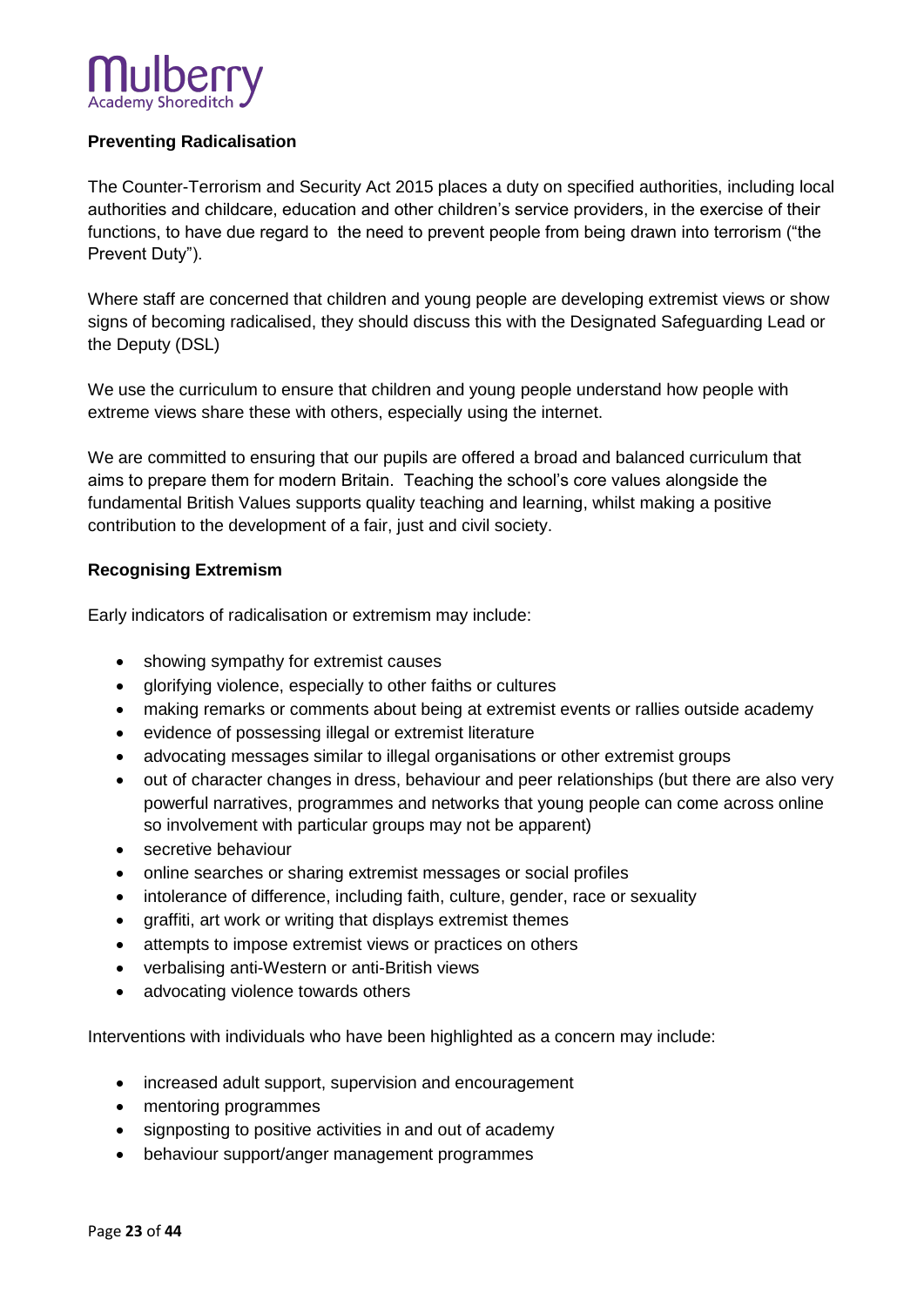**Preventing Radicalisation**

The Counter-Terrorism and Security Act 2015 places a duty on specified authorities, including local authorities and childcare, education and other children's service providers, in the exercise of their functions, to have due regard to the need to prevent people from being drawn into terrorism ("the Prevent Duty").

Where staff are concerned that children and young people are developing extremist views or show signs of becoming radicalised, they should discuss this with the Designated Safeguarding Lead or the Deputy (DSL)

We use the curriculum to ensure that children and young people understand how people with extreme views share these with others, especially using the internet.

We are committed to ensuring that our pupils are offered a broad and balanced curriculum that aims to prepare them for modern Britain. Teaching the school's core values alongside the fundamental British Values supports quality teaching and learning, whilst making a positive contribution to the development of a fair, just and civil society.

**Recognising Extremism**

Early indicators of radicalisation or extremism may include:

- showing sympathy for extremist causes
- glorifying violence, especially to other faiths or cultures
- making remarks or comments about being at extremist events or rallies outside academy
- evidence of possessing illegal or extremist literature
- advocating messages similar to illegal organisations or other extremist groups
- out of character changes in dress, behaviour and peer relationships (but there are also very powerful narratives, programmes and networks that young people can come across online so involvement with particular groups may not be apparent)
- secretive behaviour
- online searches or sharing extremist messages or social profiles
- intolerance of difference, including faith, culture, gender, race or sexuality
- graffiti, art work or writing that displays extremist themes
- attempts to impose extremist views or practices on others
- verbalising anti-Western or anti-British views
- advocating violence towards others

Interventions with individuals who have been highlighted as a concern may include:

- increased adult support, supervision and encouragement
- mentoring programmes
- signposting to positive activities in and out of academy
- behaviour support/anger management programmes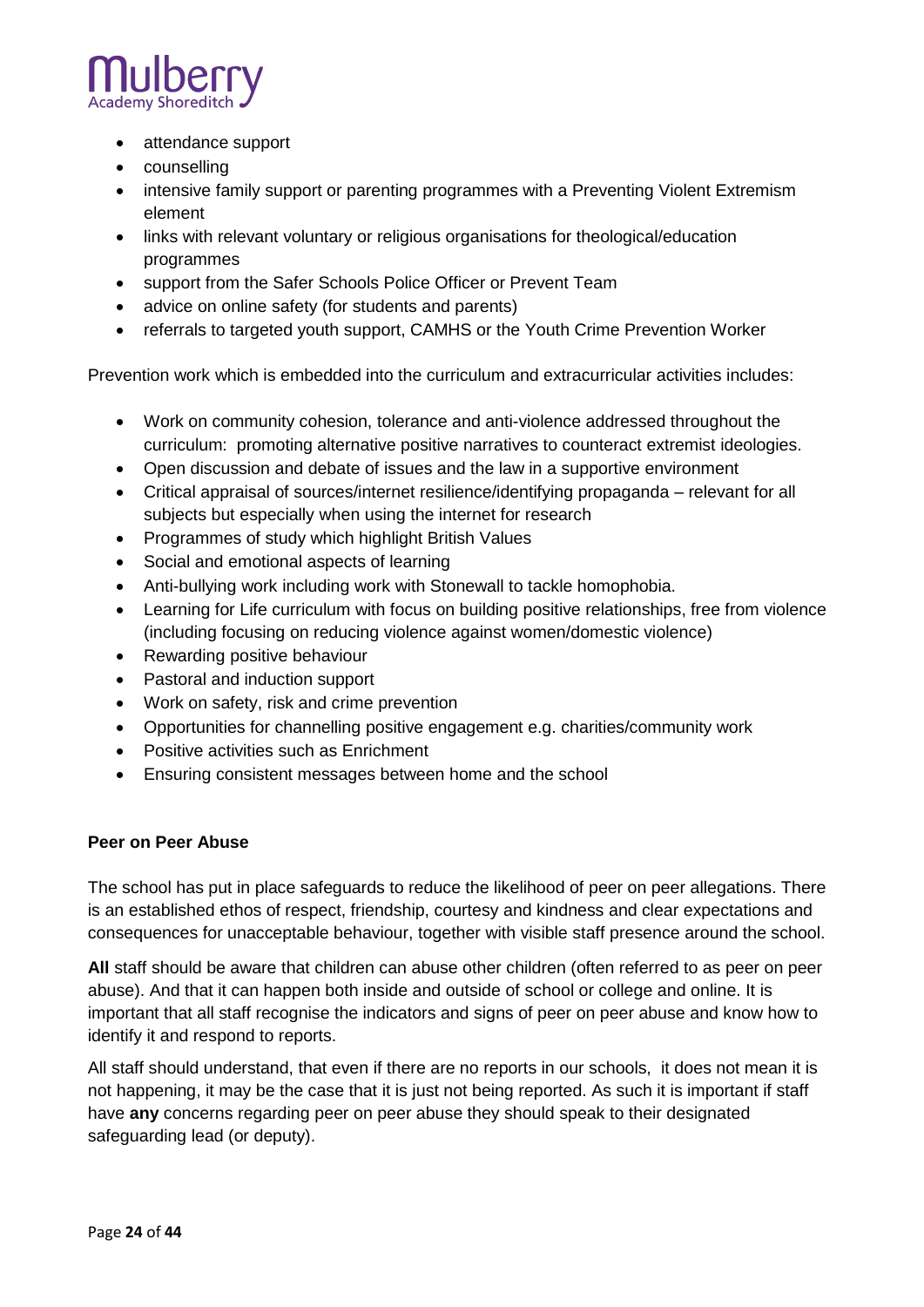- attendance support
- counselling
- intensive family support or parenting programmes with a Preventing Violent Extremism element
- links with relevant voluntary or religious organisations for theological/education programmes
- support from the Safer Schools Police Officer or Prevent Team
- advice on online safety (for students and parents)
- referrals to targeted youth support, CAMHS or the Youth Crime Prevention Worker

Prevention work which is embedded into the curriculum and extracurricular activities includes:

- Work on community cohesion, tolerance and anti-violence addressed throughout the curriculum: promoting alternative positive narratives to counteract extremist ideologies.
- Open discussion and debate of issues and the law in a supportive environment
- Critical appraisal of sources/internet resilience/identifying propaganda – relevant for all subjects but especially when using the internet for research
- Programmes of study which highlight British Values
- Social and emotional aspects of learning
- Anti-bullying work including work with Stonewall to tackle homophobia.
- Learning for Life curriculum with focus on building positive relationships, free from violence (including focusing on reducing violence against women/domestic violence)
- Rewarding positive behaviour
- Pastoral and induction support
- Work on safety, risk and crime prevention
- Opportunities for channelling positive engagement e.g. charities/community work
- Positive activities such as Enrichment
- Ensuring consistent messages between home and the school

**Peer on Peer Abuse**

The school has put in place safeguards to reduce the likelihood of peer on peer allegations. There is an established ethos of respect, friendship, courtesy and kindness and clear expectations and consequences for unacceptable behaviour, together with visible staff presence around the school.

**All** staff should be aware that children can abuse other children (often referred to as peer on peer abuse). And that it can happen both inside and outside of school or college and online. It is important that all staff recognise the indicators and signs of peer on peer abuse and know how to identify it and respond to reports.

All staff should understand, that even if there are no reports in our schools, it does not mean it is not happening, it may be the case that it is just not being reported. As such it is important if staff have **any** concerns regarding peer on peer abuse they should speak to their designated safeguarding lead (or deputy).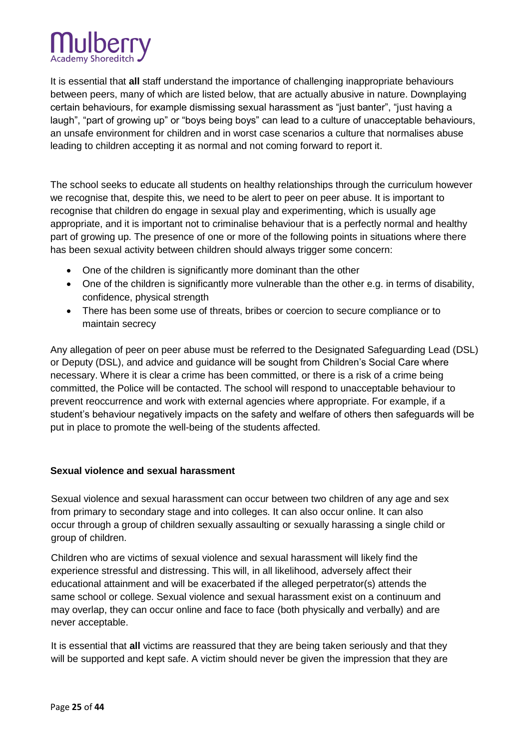It is essential that **all** staff understand the importance of challenging inappropriate behaviours between peers, many of which are listed below, that are actually abusive in nature. Downplaying certain behaviours, for example dismissing sexual harassment as "just banter", "just having a laugh", "part of growing up" or "boys being boys" can lead to a culture of unacceptable behaviours, an unsafe environment for children and in worst case scenarios a culture that normalises abuse leading to children accepting it as normal and not coming forward to report it.

The school seeks to educate all students on healthy relationships through the curriculum however we recognise that, despite this, we need to be alert to peer on peer abuse. It is important to recognise that children do engage in sexual play and experimenting, which is usually age appropriate, and it is important not to criminalise behaviour that is a perfectly normal and healthy part of growing up. The presence of one or more of the following points in situations where there has been sexual activity between children should always trigger some concern:

- One of the children is significantly more dominant than the other
- One of the children is significantly more vulnerable than the other e.g. in terms of disability, confidence, physical strength
- There has been some use of threats, bribes or coercion to secure compliance or to maintain secrecy

Any allegation of peer on peer abuse must be referred to the Designated Safeguarding Lead (DSL) or Deputy (DSL), and advice and guidance will be sought from Children's Social Care where necessary. Where it is clear a crime has been committed, or there is a risk of a crime being committed, the Police will be contacted. The school will respond to unacceptable behaviour to prevent reoccurrence and work with external agencies where appropriate. For example, if a student's behaviour negatively impacts on the safety and welfare of others then safeguards will be put in place to promote the well-being of the students affected.

### Sexual violence and sexual harassment

Sexual violence and sexual harassment can occur between two children of any age and sex from primary to secondary stage and into colleges. It can also occur online. It can also occur through a group of children sexually assaulting or sexually harassing a single child or group of children.

Children who are victims of sexual violence and sexual harassment will likely find the experience stressful and distressing. This will, in all likelihood, adversely affect their educational attainment and will be exacerbated if the alleged perpetrator(s) attends the same school or college. Sexual violence and sexual harassment exist on a continuum and may overlap, they can occur online and face to face (both physically and verbally) and are never acceptable.

It is essential that **all** victims are reassured that they are being taken seriously and that they will be supported and kept safe. A victim should never be given the impression that they are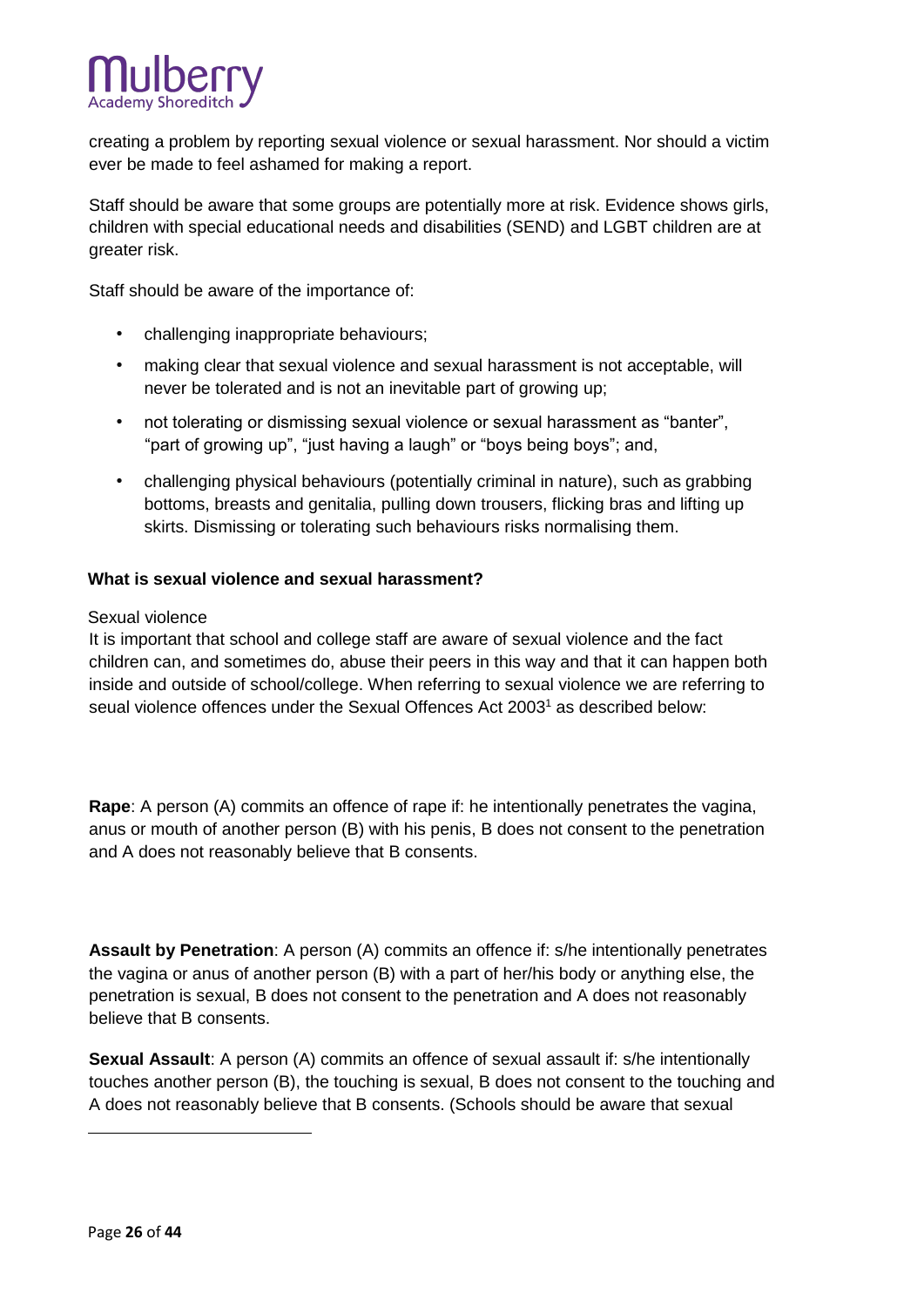creating a problem by reporting sexual violence or sexual harassment. Nor should a victim ever be made to feel ashamed for making a report.

Staff should be aware that some groups are potentially more at risk. Evidence shows girls, children with special educational needs and disabilities (SEND) and LGBT children are at greater risk.

Staff should be aware of the importance of:

- challenging inappropriate behaviours;
- making clear that sexual violence and sexual harassment is not acceptable, will never be tolerated and is not an inevitable part of growing up;
- not tolerating or dismissing sexual violence or sexual harassment as "banter", "part of growing up", "just having a laugh" or "boys being boys"; and,
- challenging physical behaviours (potentially criminal in nature), such as grabbing bottoms, breasts and genitalia, pulling down trousers, flicking bras and lifting up skirts. Dismissing or tolerating such behaviours risks normalising them.

**What is sexual violence and sexual harassment?**

Sexual violence

It is important that school and college staff are aware of sexual violence and the fact children can, and sometimes do, abuse their peers in this way and that it can happen both inside and outside of school/college. When referring to sexual violence we are referring to seual violence offences under the Sexual Offences Act 2003[1] as described below:

**Rape**: A person (A) commits an offence of rape if: he intentionally penetrates the vagina, anus or mouth of another person (B) with his penis, B does not consent to the penetration and A does not reasonably believe that B consents.

**Assault by Penetration**: A person (A) commits an offence if: s/he intentionally penetrates the vagina or anus of another person (B) with a part of her/his body or anything else, the penetration is sexual, B does not consent to the penetration and A does not reasonably believe that B consents.

**Sexual Assault**: A person (A) commits an offence of sexual assault if: s/he intentionally touches another person (B), the touching is sexual, B does not consent to the touching and A does not reasonably believe that B consents. (Schools should be aware that sexual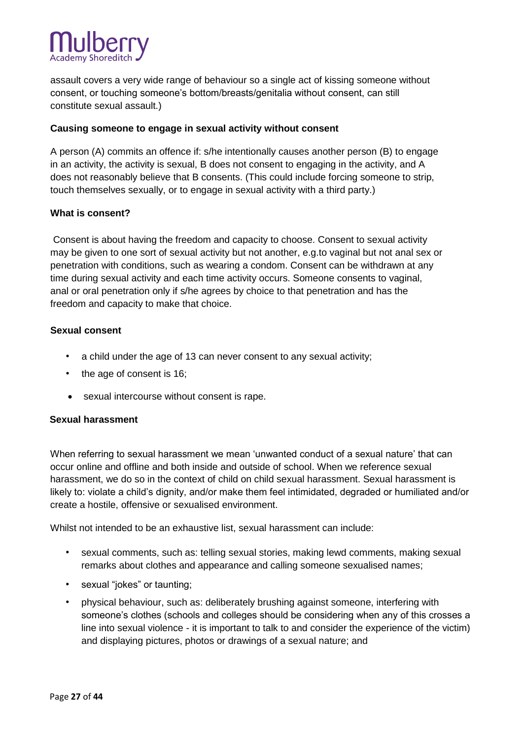assault covers a very wide range of behaviour so a single act of kissing someone without consent, or touching someone's bottom/breasts/genitalia without consent, can still constitute sexual assault.)

**Causing someone to engage in sexual activity without consent**

A person (A) commits an offence if: s/he intentionally causes another person (B) to engage in an activity, the activity is sexual, B does not consent to engaging in the activity, and A does not reasonably believe that B consents. (This could include forcing someone to strip, touch themselves sexually, or to engage in sexual activity with a third party.)

**What is consent?**

Consent is about having the freedom and capacity to choose. Consent to sexual activity may be given to one sort of sexual activity but not another, e.g.to vaginal but not anal sex or penetration with conditions, such as wearing a condom. Consent can be withdrawn at any time during sexual activity and each time activity occurs. Someone consents to vaginal, anal or oral penetration only if s/he agrees by choice to that penetration and has the freedom and capacity to make that choice.

**Sexual consent**

- a child under the age of 13 can never consent to any sexual activity;
- the age of consent is 16;
- sexual intercourse without consent is rape.

**Sexual harassment**

When referring to sexual harassment we mean 'unwanted conduct of a sexual nature' that can occur online and offline and both inside and outside of school. When we reference sexual harassment, we do so in the context of child on child sexual harassment. Sexual harassment is likely to: violate a child's dignity, and/or make them feel intimidated, degraded or humiliated and/or create a hostile, offensive or sexualised environment.

Whilst not intended to be an exhaustive list, sexual harassment can include:

- sexual comments, such as: telling sexual stories, making lewd comments, making sexual remarks about clothes and appearance and calling someone sexualised names;
- sexual "jokes" or taunting;
- physical behaviour, such as: deliberately brushing against someone, interfering with someone's clothes (schools and colleges should be considering when any of this crosses a line into sexual violence - it is important to talk to and consider the experience of the victim) and displaying pictures, photos or drawings of a sexual nature; and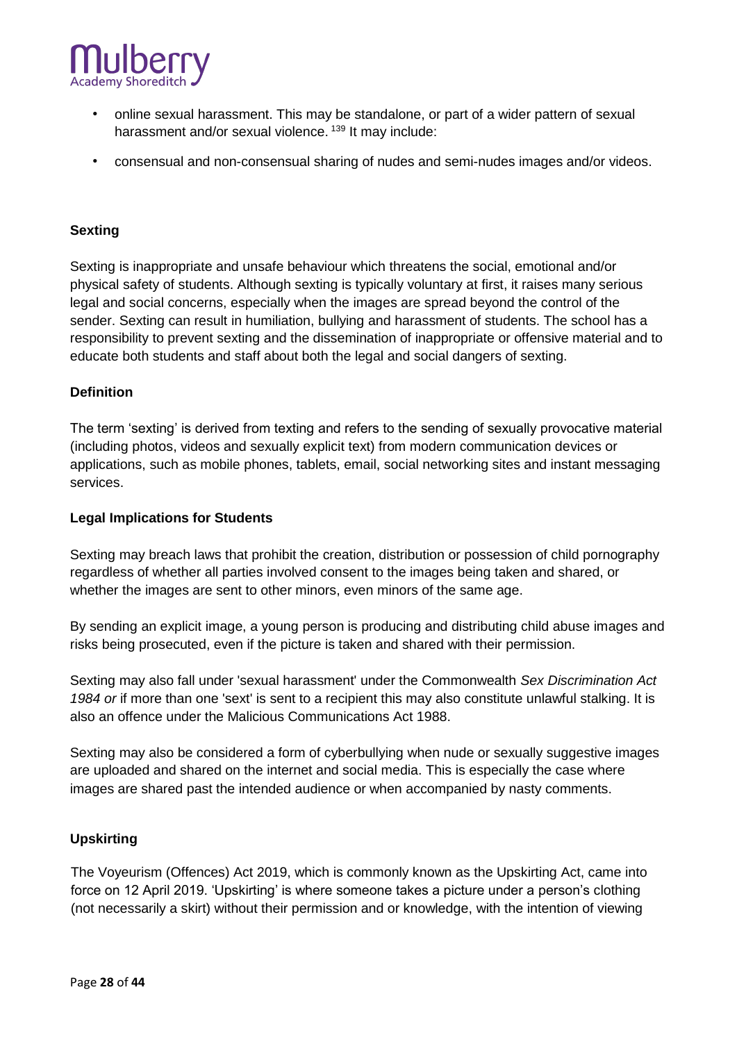- online sexual harassment. This may be standalone, or part of a wider pattern of sexual harassment and/or sexual violence. [139] It may include:
- consensual and non-consensual sharing of nudes and semi-nudes images and/or videos.

**Sexting**

Sexting is inappropriate and unsafe behaviour which threatens the social, emotional and/or physical safety of students. Although sexting is typically voluntary at first, it raises many serious legal and social concerns, especially when the images are spread beyond the control of the sender. Sexting can result in humiliation, bullying and harassment of students. The school has a responsibility to prevent sexting and the dissemination of inappropriate or offensive material and to educate both students and staff about both the legal and social dangers of sexting.

**Definition**

The term 'sexting' is derived from texting and refers to the sending of sexually provocative material (including photos, videos and sexually explicit text) from modern communication devices or applications, such as mobile phones, tablets, email, social networking sites and instant messaging services.

**Legal Implications for Students**

Sexting may breach laws that prohibit the creation, distribution or possession of child pornography regardless of whether all parties involved consent to the images being taken and shared, or whether the images are sent to other minors, even minors of the same age.

By sending an explicit image, a young person is producing and distributing child abuse images and risks being prosecuted, even if the picture is taken and shared with their permission.

Sexting may also fall under 'sexual harassment' under the Commonwealth *Sex Discrimination Act 1984 or* if more than one 'sext' is sent to a recipient this may also constitute unlawful stalking. It is also an offence under the Malicious Communications Act 1988.

Sexting may also be considered a form of cyberbullying when nude or sexually suggestive images are uploaded and shared on the internet and social media. This is especially the case where images are shared past the intended audience or when accompanied by nasty comments.

**Upskirting**

The Voyeurism (Offences) Act 2019, which is commonly known as the Upskirting Act, came into force on 12 April 2019. 'Upskirting' is where someone takes a picture under a person's clothing (not necessarily a skirt) without their permission and or knowledge, with the intention of viewing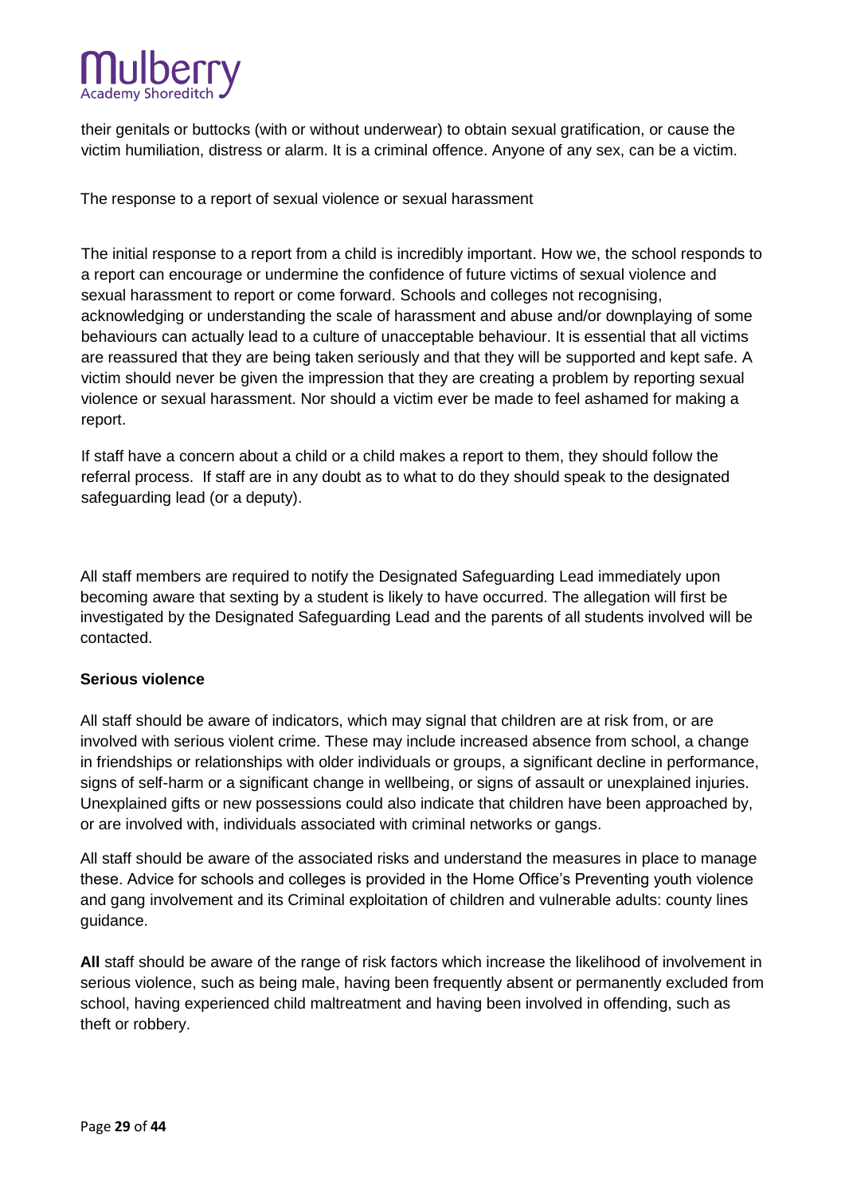their genitals or buttocks (with or without underwear) to obtain sexual gratification, or cause the victim humiliation, distress or alarm. It is a criminal offence. Anyone of any sex, can be a victim.

The response to a report of sexual violence or sexual harassment

The initial response to a report from a child is incredibly important. How we, the school responds to a report can encourage or undermine the confidence of future victims of sexual violence and sexual harassment to report or come forward. Schools and colleges not recognising, acknowledging or understanding the scale of harassment and abuse and/or downplaying of some behaviours can actually lead to a culture of unacceptable behaviour. It is essential that all victims are reassured that they are being taken seriously and that they will be supported and kept safe. A victim should never be given the impression that they are creating a problem by reporting sexual violence or sexual harassment. Nor should a victim ever be made to feel ashamed for making a report.

If staff have a concern about a child or a child makes a report to them, they should follow the referral process. If staff are in any doubt as to what to do they should speak to the designated safeguarding lead (or a deputy).

All staff members are required to notify the Designated Safeguarding Lead immediately upon becoming aware that sexting by a student is likely to have occurred. The allegation will first be investigated by the Designated Safeguarding Lead and the parents of all students involved will be contacted.

**Serious violence**

All staff should be aware of indicators, which may signal that children are at risk from, or are involved with serious violent crime. These may include increased absence from school, a change in friendships or relationships with older individuals or groups, a significant decline in performance, signs of self-harm or a significant change in wellbeing, or signs of assault or unexplained injuries. Unexplained gifts or new possessions could also indicate that children have been approached by, or are involved with, individuals associated with criminal networks or gangs.

All staff should be aware of the associated risks and understand the measures in place to manage these. Advice for schools and colleges is provided in the Home Office's Preventing youth violence and gang involvement and its Criminal exploitation of children and vulnerable adults: county lines guidance.

**All** staff should be aware of the range of risk factors which increase the likelihood of involvement in serious violence, such as being male, having been frequently absent or permanently excluded from school, having experienced child maltreatment and having been involved in offending, such as theft or robbery.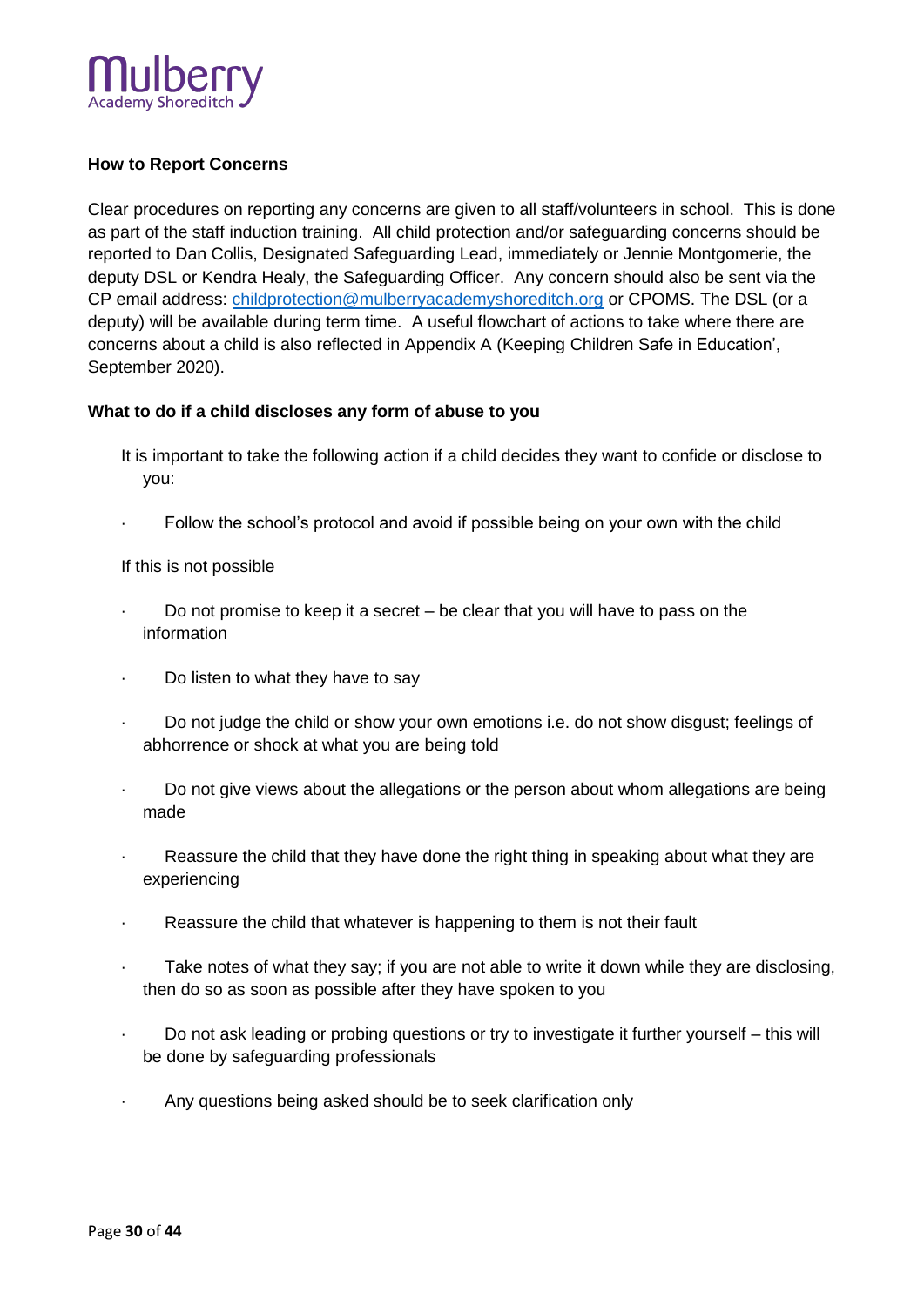**How to Report Concerns**

Clear procedures on reporting any concerns are given to all staff/volunteers in school. This is done as part of the staff induction training. All child protection and/or safeguarding concerns should be reported to Dan Collis, Designated Safeguarding Lead, immediately or Jennie Montgomerie, the deputy DSL or Kendra Healy, the Safeguarding Officer. Any concern should also be sent via the CP email address: childprotection@mulberryacademyshoreditch.org or CPOMS. The DSL (or a deputy) will be available during term time. A useful flowchart of actions to take where there are concerns about a child is also reflected in Appendix A (Keeping Children Safe in Education', September 2020).

**What to do if a child discloses any form of abuse to you**

It is important to take the following action if a child decides they want to confide or disclose to you:

- Follow the school's protocol and avoid if possible being on your own with the child

If this is not possible

- Do not promise to keep it a secret – be clear that you will have to pass on the information
- Do listen to what they have to say
- Do not judge the child or show your own emotions i.e. do not show disgust; feelings of abhorrence or shock at what you are being told
- Do not give views about the allegations or the person about whom allegations are being made
- Reassure the child that they have done the right thing in speaking about what they are experiencing
- Reassure the child that whatever is happening to them is not their fault
- Take notes of what they say; if you are not able to write it down while they are disclosing, then do so as soon as possible after they have spoken to you
- Do not ask leading or probing questions or try to investigate it further yourself – this will be done by safeguarding professionals
- Any questions being asked should be to seek clarification only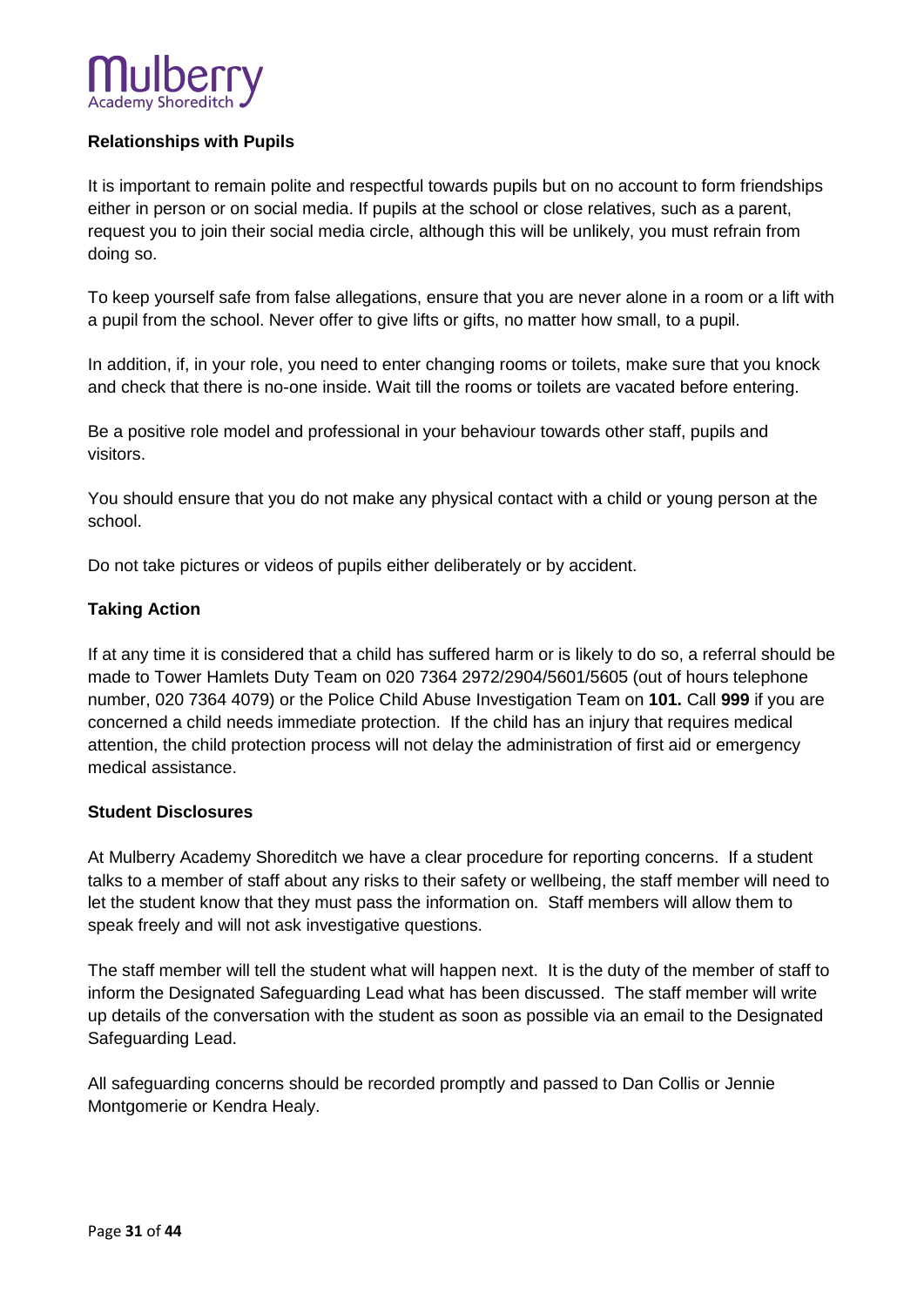## Relationships with Pupils

It is important to remain polite and respectful towards pupils but on no account to form friendships either in person or on social media. If pupils at the school or close relatives, such as a parent, request you to join their social media circle, although this will be unlikely, you must refrain from doing so.

To keep yourself safe from false allegations, ensure that you are never alone in a room or a lift with a pupil from the school. Never offer to give lifts or gifts, no matter how small, to a pupil.

In addition, if, in your role, you need to enter changing rooms or toilets, make sure that you knock and check that there is no-one inside. Wait till the rooms or toilets are vacated before entering.

Be a positive role model and professional in your behaviour towards other staff, pupils and visitors.

You should ensure that you do not make any physical contact with a child or young person at the school.

Do not take pictures or videos of pupils either deliberately or by accident.

## Taking Action

If at any time it is considered that a child has suffered harm or is likely to do so, a referral should be made to Tower Hamlets Duty Team on 020 7364 2972/2904/5601/5605 (out of hours telephone number, 020 7364 4079) or the Police Child Abuse Investigation Team on **101.** Call **999** if you are concerned a child needs immediate protection. If the child has an injury that requires medical attention, the child protection process will not delay the administration of first aid or emergency medical assistance.

## Student Disclosures

At Mulberry Academy Shoreditch we have a clear procedure for reporting concerns. If a student talks to a member of staff about any risks to their safety or wellbeing, the staff member will need to let the student know that they must pass the information on. Staff members will allow them to speak freely and will not ask investigative questions.

The staff member will tell the student what will happen next. It is the duty of the member of staff to inform the Designated Safeguarding Lead what has been discussed. The staff member will write up details of the conversation with the student as soon as possible via an email to the Designated Safeguarding Lead.

All safeguarding concerns should be recorded promptly and passed to Dan Collis or Jennie Montgomerie or Kendra Healy.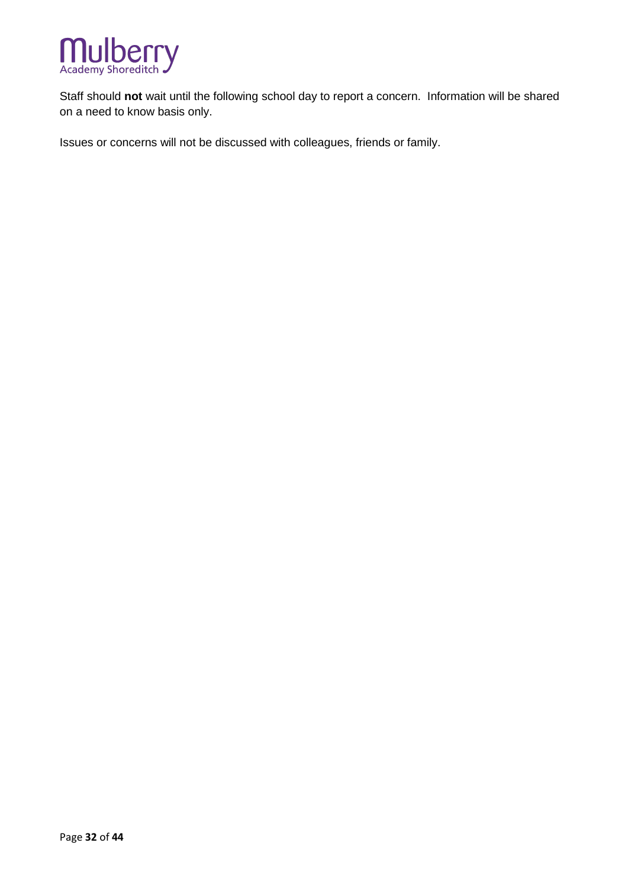Staff should **not** wait until the following school day to report a concern. Information will be shared on a need to know basis only.

Issues or concerns will not be discussed with colleagues, friends or family.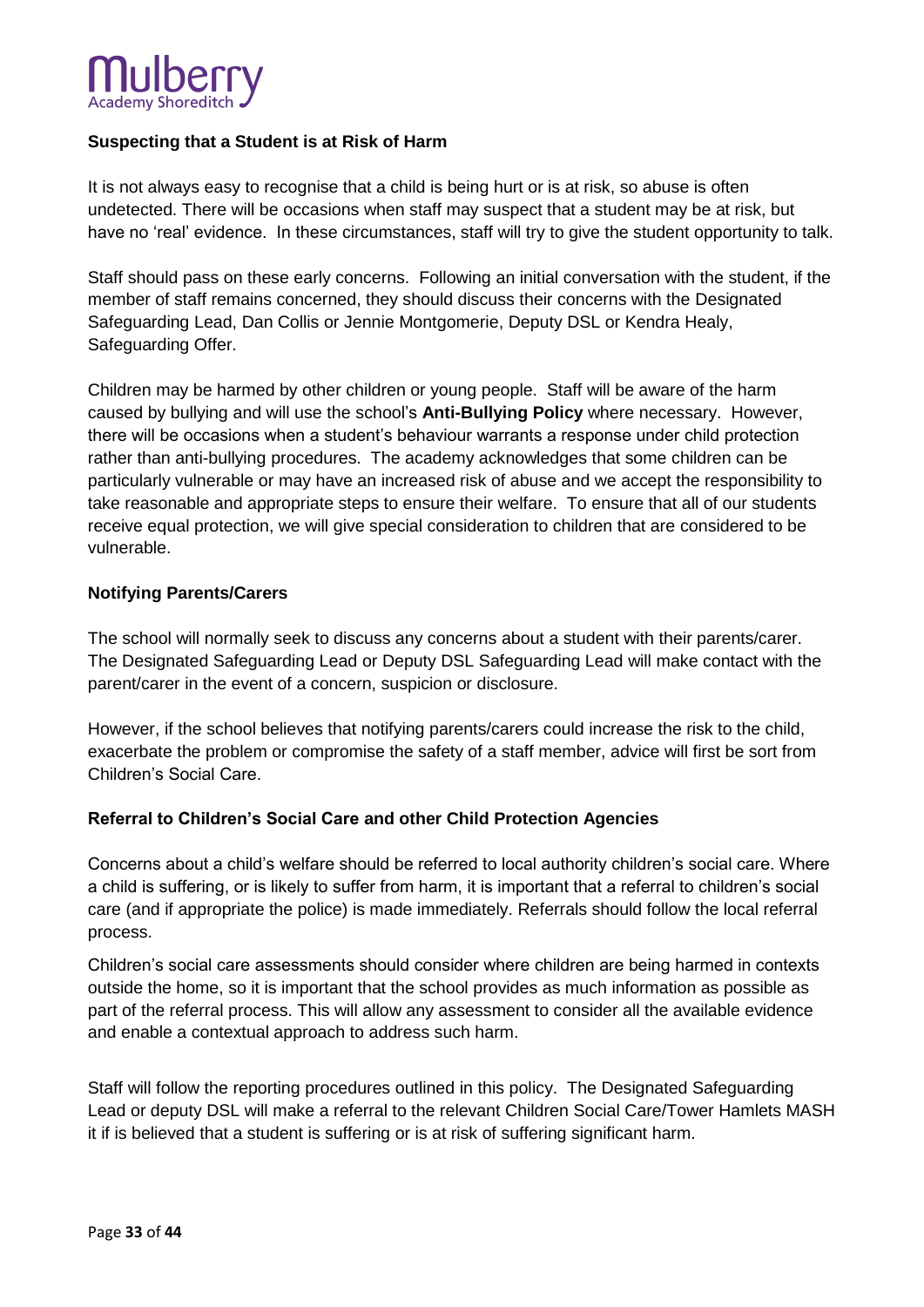### Suspecting that a Student is at Risk of Harm

It is not always easy to recognise that a child is being hurt or is at risk, so abuse is often undetected. There will be occasions when staff may suspect that a student may be at risk, but have no 'real' evidence. In these circumstances, staff will try to give the student opportunity to talk.

Staff should pass on these early concerns. Following an initial conversation with the student, if the member of staff remains concerned, they should discuss their concerns with the Designated Safeguarding Lead, Dan Collis or Jennie Montgomerie, Deputy DSL or Kendra Healy, Safeguarding Offer.

Children may be harmed by other children or young people. Staff will be aware of the harm caused by bullying and will use the school's **Anti-Bullying Policy** where necessary. However, there will be occasions when a student's behaviour warrants a response under child protection rather than anti-bullying procedures. The academy acknowledges that some children can be particularly vulnerable or may have an increased risk of abuse and we accept the responsibility to take reasonable and appropriate steps to ensure their welfare. To ensure that all of our students receive equal protection, we will give special consideration to children that are considered to be vulnerable.

### Notifying Parents/Carers

The school will normally seek to discuss any concerns about a student with their parents/carer. The Designated Safeguarding Lead or Deputy DSL Safeguarding Lead will make contact with the parent/carer in the event of a concern, suspicion or disclosure.

However, if the school believes that notifying parents/carers could increase the risk to the child, exacerbate the problem or compromise the safety of a staff member, advice will first be sort from Children's Social Care.

### Referral to Children's Social Care and other Child Protection Agencies

Concerns about a child's welfare should be referred to local authority children's social care. Where a child is suffering, or is likely to suffer from harm, it is important that a referral to children's social care (and if appropriate the police) is made immediately. Referrals should follow the local referral process.

Children's social care assessments should consider where children are being harmed in contexts outside the home, so it is important that the school provides as much information as possible as part of the referral process. This will allow any assessment to consider all the available evidence and enable a contextual approach to address such harm.

Staff will follow the reporting procedures outlined in this policy. The Designated Safeguarding Lead or deputy DSL will make a referral to the relevant Children Social Care/Tower Hamlets MASH it if is believed that a student is suffering or is at risk of suffering significant harm.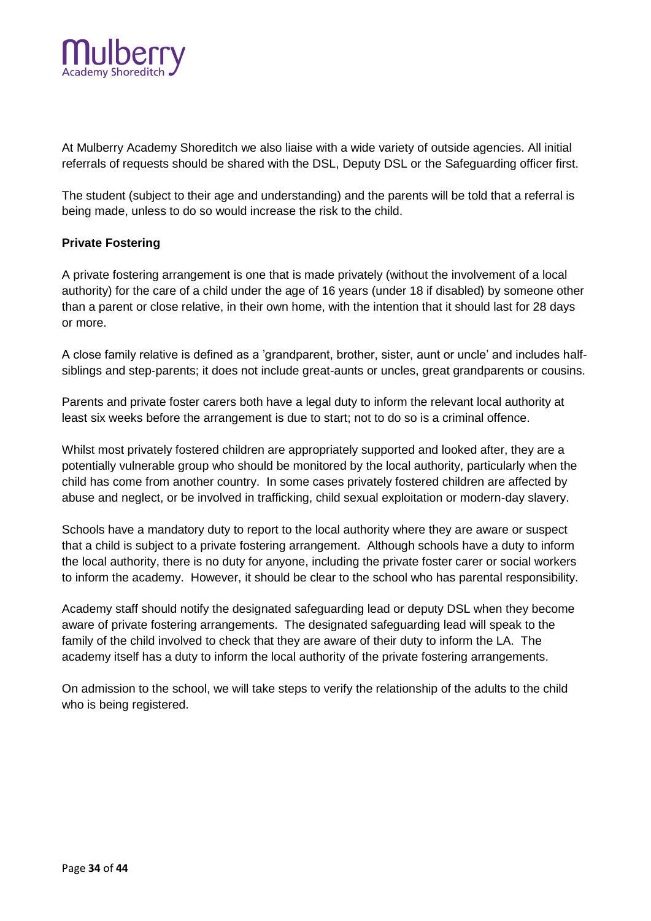At Mulberry Academy Shoreditch we also liaise with a wide variety of outside agencies. All initial referrals of requests should be shared with the DSL, Deputy DSL or the Safeguarding officer first.

The student (subject to their age and understanding) and the parents will be told that a referral is being made, unless to do so would increase the risk to the child.

**Private Fostering**

A private fostering arrangement is one that is made privately (without the involvement of a local authority) for the care of a child under the age of 16 years (under 18 if disabled) by someone other than a parent or close relative, in their own home, with the intention that it should last for 28 days or more.

A close family relative is defined as a 'grandparent, brother, sister, aunt or uncle' and includes half-siblings and step-parents; it does not include great-aunts or uncles, great grandparents or cousins.

Parents and private foster carers both have a legal duty to inform the relevant local authority at least six weeks before the arrangement is due to start; not to do so is a criminal offence.

Whilst most privately fostered children are appropriately supported and looked after, they are a potentially vulnerable group who should be monitored by the local authority, particularly when the child has come from another country. In some cases privately fostered children are affected by abuse and neglect, or be involved in trafficking, child sexual exploitation or modern-day slavery.

Schools have a mandatory duty to report to the local authority where they are aware or suspect that a child is subject to a private fostering arrangement. Although schools have a duty to inform the local authority, there is no duty for anyone, including the private foster carer or social workers to inform the academy. However, it should be clear to the school who has parental responsibility.

Academy staff should notify the designated safeguarding lead or deputy DSL when they become aware of private fostering arrangements. The designated safeguarding lead will speak to the family of the child involved to check that they are aware of their duty to inform the LA. The academy itself has a duty to inform the local authority of the private fostering arrangements.

On admission to the school, we will take steps to verify the relationship of the adults to the child who is being registered.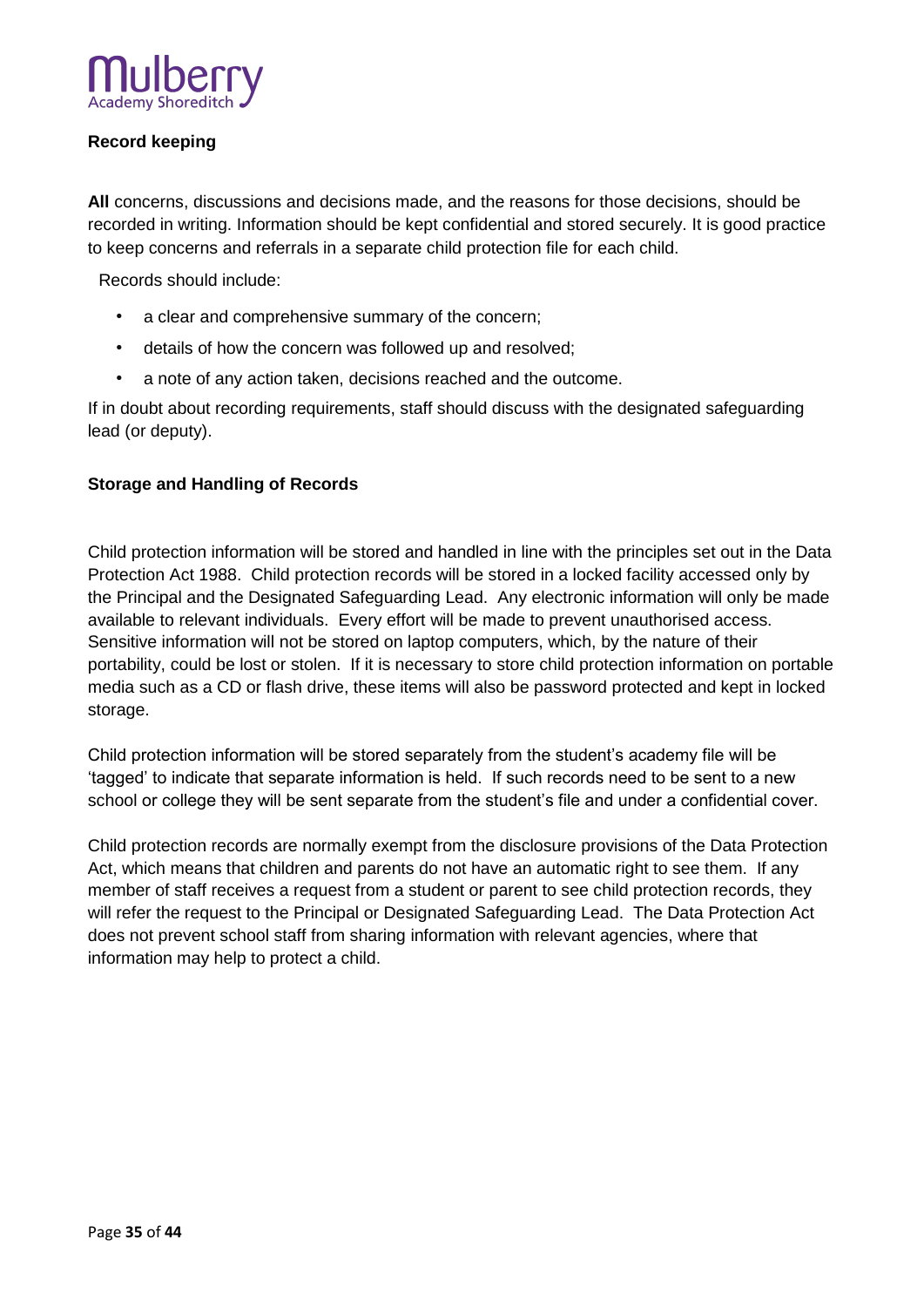## Record keeping

**All** concerns, discussions and decisions made, and the reasons for those decisions, should be recorded in writing. Information should be kept confidential and stored securely. It is good practice to keep concerns and referrals in a separate child protection file for each child.

Records should include:

- a clear and comprehensive summary of the concern;
- details of how the concern was followed up and resolved;
- a note of any action taken, decisions reached and the outcome.

If in doubt about recording requirements, staff should discuss with the designated safeguarding lead (or deputy).

## Storage and Handling of Records

Child protection information will be stored and handled in line with the principles set out in the Data Protection Act 1988. Child protection records will be stored in a locked facility accessed only by the Principal and the Designated Safeguarding Lead. Any electronic information will only be made available to relevant individuals. Every effort will be made to prevent unauthorised access. Sensitive information will not be stored on laptop computers, which, by the nature of their portability, could be lost or stolen. If it is necessary to store child protection information on portable media such as a CD or flash drive, these items will also be password protected and kept in locked storage.

Child protection information will be stored separately from the student's academy file will be 'tagged' to indicate that separate information is held. If such records need to be sent to a new school or college they will be sent separate from the student's file and under a confidential cover.

Child protection records are normally exempt from the disclosure provisions of the Data Protection Act, which means that children and parents do not have an automatic right to see them. If any member of staff receives a request from a student or parent to see child protection records, they will refer the request to the Principal or Designated Safeguarding Lead. The Data Protection Act does not prevent school staff from sharing information with relevant agencies, where that information may help to protect a child.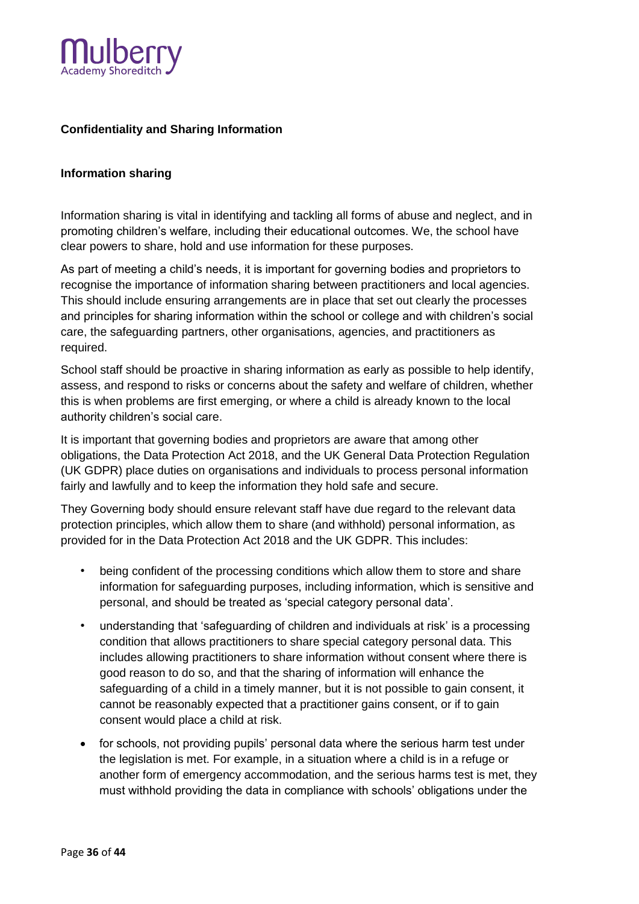**Confidentiality and Sharing Information**

**Information sharing**

Information sharing is vital in identifying and tackling all forms of abuse and neglect, and in promoting children's welfare, including their educational outcomes. We, the school have clear powers to share, hold and use information for these purposes.

As part of meeting a child's needs, it is important for governing bodies and proprietors to recognise the importance of information sharing between practitioners and local agencies. This should include ensuring arrangements are in place that set out clearly the processes and principles for sharing information within the school or college and with children's social care, the safeguarding partners, other organisations, agencies, and practitioners as required.

School staff should be proactive in sharing information as early as possible to help identify, assess, and respond to risks or concerns about the safety and welfare of children, whether this is when problems are first emerging, or where a child is already known to the local authority children's social care.

It is important that governing bodies and proprietors are aware that among other obligations, the Data Protection Act 2018, and the UK General Data Protection Regulation (UK GDPR) place duties on organisations and individuals to process personal information fairly and lawfully and to keep the information they hold safe and secure.

They Governing body should ensure relevant staff have due regard to the relevant data protection principles, which allow them to share (and withhold) personal information, as provided for in the Data Protection Act 2018 and the UK GDPR. This includes:

- being confident of the processing conditions which allow them to store and share information for safeguarding purposes, including information, which is sensitive and personal, and should be treated as 'special category personal data'.
- understanding that 'safeguarding of children and individuals at risk' is a processing condition that allows practitioners to share special category personal data. This includes allowing practitioners to share information without consent where there is good reason to do so, and that the sharing of information will enhance the safeguarding of a child in a timely manner, but it is not possible to gain consent, it cannot be reasonably expected that a practitioner gains consent, or if to gain consent would place a child at risk.
- for schools, not providing pupils' personal data where the serious harm test under the legislation is met. For example, in a situation where a child is in a refuge or another form of emergency accommodation, and the serious harms test is met, they must withhold providing the data in compliance with schools' obligations under the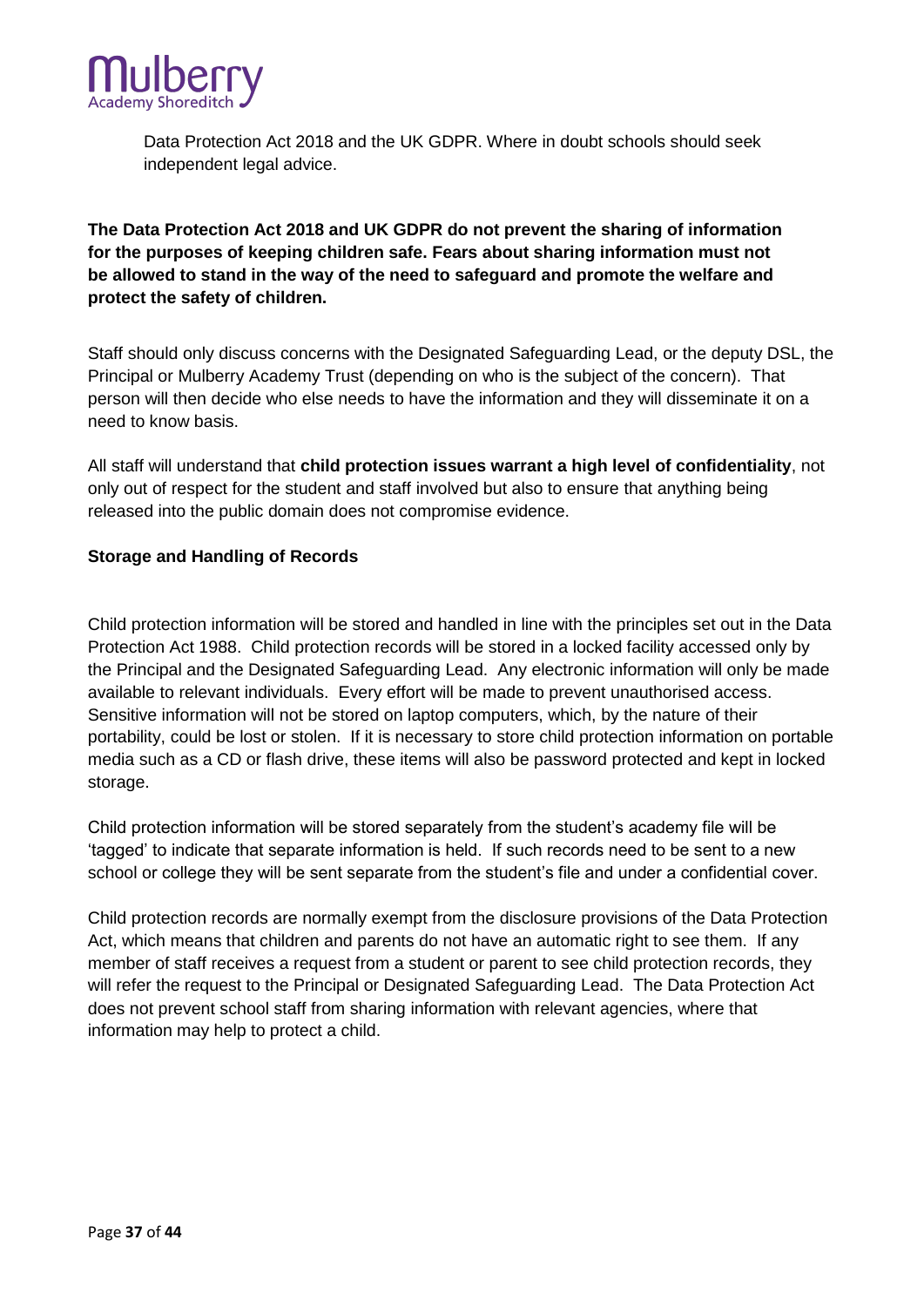Data Protection Act 2018 and the UK GDPR. Where in doubt schools should seek independent legal advice.

**The Data Protection Act 2018 and UK GDPR do not prevent the sharing of information for the purposes of keeping children safe. Fears about sharing information must not be allowed to stand in the way of the need to safeguard and promote the welfare and protect the safety of children.**

Staff should only discuss concerns with the Designated Safeguarding Lead, or the deputy DSL, the Principal or Mulberry Academy Trust (depending on who is the subject of the concern). That person will then decide who else needs to have the information and they will disseminate it on a need to know basis.

All staff will understand that **child protection issues warrant a high level of confidentiality**, not only out of respect for the student and staff involved but also to ensure that anything being released into the public domain does not compromise evidence.

**Storage and Handling of Records**

Child protection information will be stored and handled in line with the principles set out in the Data Protection Act 1988. Child protection records will be stored in a locked facility accessed only by the Principal and the Designated Safeguarding Lead. Any electronic information will only be made available to relevant individuals. Every effort will be made to prevent unauthorised access. Sensitive information will not be stored on laptop computers, which, by the nature of their portability, could be lost or stolen. If it is necessary to store child protection information on portable media such as a CD or flash drive, these items will also be password protected and kept in locked storage.

Child protection information will be stored separately from the student's academy file will be 'tagged' to indicate that separate information is held. If such records need to be sent to a new school or college they will be sent separate from the student's file and under a confidential cover.

Child protection records are normally exempt from the disclosure provisions of the Data Protection Act, which means that children and parents do not have an automatic right to see them. If any member of staff receives a request from a student or parent to see child protection records, they will refer the request to the Principal or Designated Safeguarding Lead. The Data Protection Act does not prevent school staff from sharing information with relevant agencies, where that information may help to protect a child.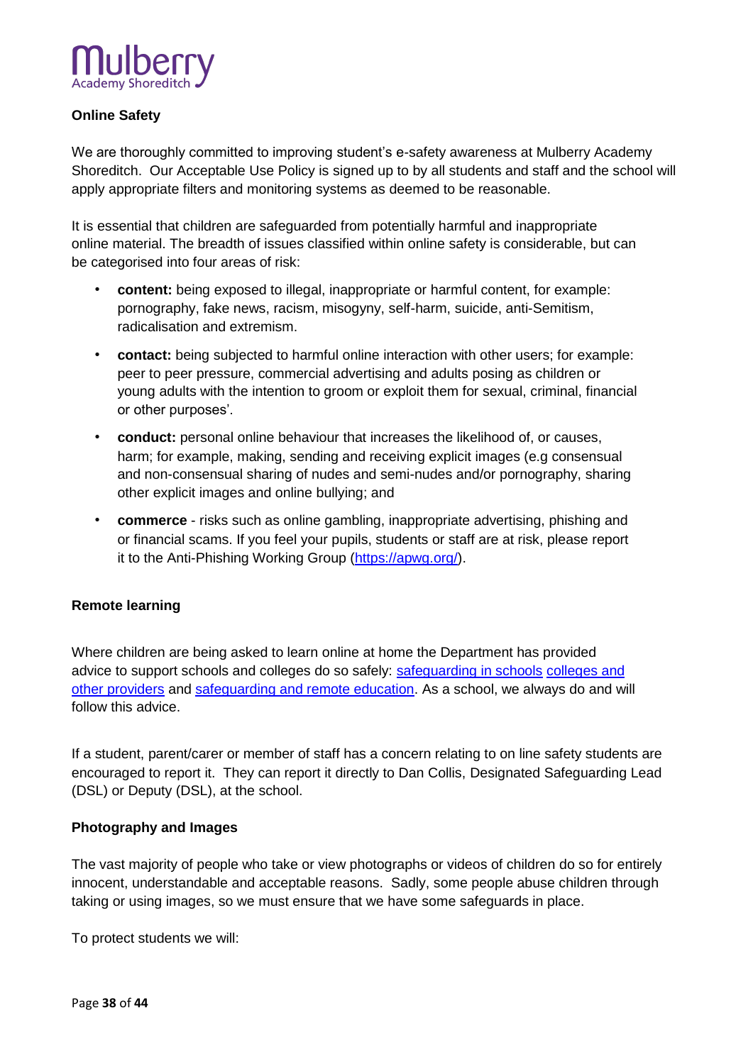**Online Safety**

We are thoroughly committed to improving student's e-safety awareness at Mulberry Academy Shoreditch. Our Acceptable Use Policy is signed up to by all students and staff and the school will apply appropriate filters and monitoring systems as deemed to be reasonable.

It is essential that children are safeguarded from potentially harmful and inappropriate online material. The breadth of issues classified within online safety is considerable, but can be categorised into four areas of risk:

- **content:** being exposed to illegal, inappropriate or harmful content, for example: pornography, fake news, racism, misogyny, self-harm, suicide, anti-Semitism, radicalisation and extremism.
- **contact:** being subjected to harmful online interaction with other users; for example: peer to peer pressure, commercial advertising and adults posing as children or young adults with the intention to groom or exploit them for sexual, criminal, financial or other purposes'.
- **conduct:** personal online behaviour that increases the likelihood of, or causes, harm; for example, making, sending and receiving explicit images (e.g consensual and non-consensual sharing of nudes and semi-nudes and/or pornography, sharing other explicit images and online bullying; and
- **commerce** - risks such as online gambling, inappropriate advertising, phishing and or financial scams. If you feel your pupils, students or staff are at risk, please report it to the Anti-Phishing Working Group (https://apwg.org/).

**Remote learning**

Where children are being asked to learn online at home the Department has provided advice to support schools and colleges do so safely: safeguarding in schools colleges and other providers and safeguarding and remote education. As a school, we always do and will follow this advice.

If a student, parent/carer or member of staff has a concern relating to on line safety students are encouraged to report it. They can report it directly to Dan Collis, Designated Safeguarding Lead (DSL) or Deputy (DSL), at the school.

**Photography and Images**

The vast majority of people who take or view photographs or videos of children do so for entirely innocent, understandable and acceptable reasons. Sadly, some people abuse children through taking or using images, so we must ensure that we have some safeguards in place.

To protect students we will: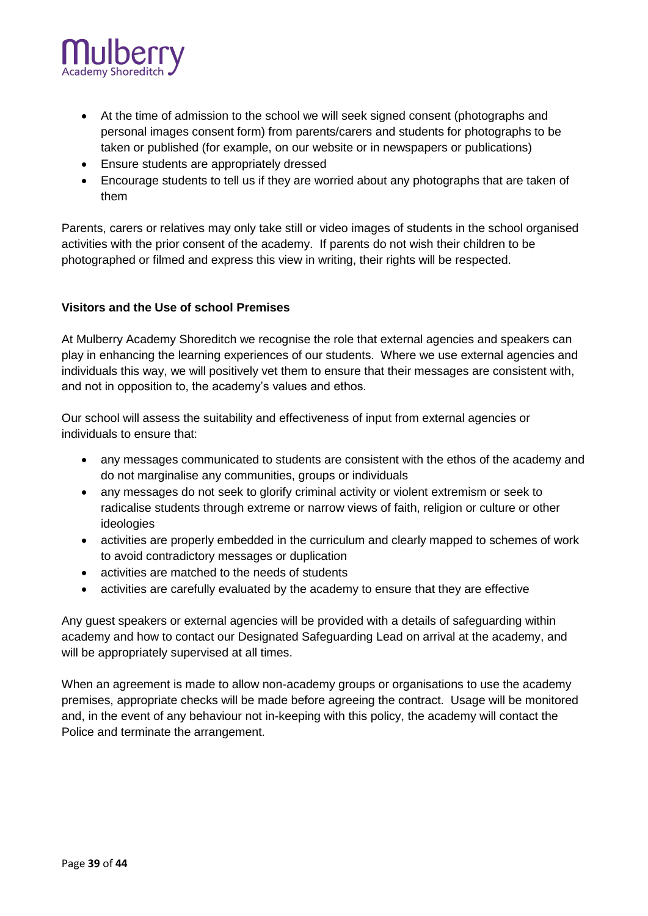- At the time of admission to the school we will seek signed consent (photographs and personal images consent form) from parents/carers and students for photographs to be taken or published (for example, on our website or in newspapers or publications)
- Ensure students are appropriately dressed
- Encourage students to tell us if they are worried about any photographs that are taken of them

Parents, carers or relatives may only take still or video images of students in the school organised activities with the prior consent of the academy. If parents do not wish their children to be photographed or filmed and express this view in writing, their rights will be respected.

**Visitors and the Use of school Premises**

At Mulberry Academy Shoreditch we recognise the role that external agencies and speakers can play in enhancing the learning experiences of our students. Where we use external agencies and individuals this way, we will positively vet them to ensure that their messages are consistent with, and not in opposition to, the academy's values and ethos.

Our school will assess the suitability and effectiveness of input from external agencies or individuals to ensure that:

- any messages communicated to students are consistent with the ethos of the academy and do not marginalise any communities, groups or individuals
- any messages do not seek to glorify criminal activity or violent extremism or seek to radicalise students through extreme or narrow views of faith, religion or culture or other ideologies
- activities are properly embedded in the curriculum and clearly mapped to schemes of work to avoid contradictory messages or duplication
- activities are matched to the needs of students
- activities are carefully evaluated by the academy to ensure that they are effective

Any guest speakers or external agencies will be provided with a details of safeguarding within academy and how to contact our Designated Safeguarding Lead on arrival at the academy, and will be appropriately supervised at all times.

When an agreement is made to allow non-academy groups or organisations to use the academy premises, appropriate checks will be made before agreeing the contract. Usage will be monitored and, in the event of any behaviour not in-keeping with this policy, the academy will contact the Police and terminate the arrangement.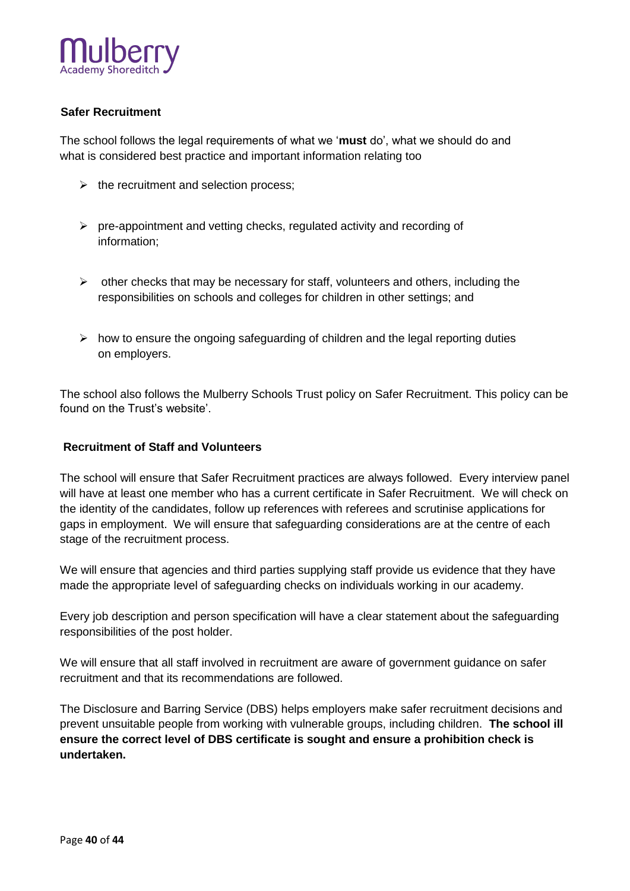## Safer Recruitment

The school follows the legal requirements of what we '**must** do', what we should do and what is considered best practice and important information relating too

- the recruitment and selection process;
- pre-appointment and vetting checks, regulated activity and recording of information;
- other checks that may be necessary for staff, volunteers and others, including the responsibilities on schools and colleges for children in other settings; and
- how to ensure the ongoing safeguarding of children and the legal reporting duties on employers.

The school also follows the Mulberry Schools Trust policy on Safer Recruitment. This policy can be found on the Trust's website'.

## Recruitment of Staff and Volunteers

The school will ensure that Safer Recruitment practices are always followed. Every interview panel will have at least one member who has a current certificate in Safer Recruitment. We will check on the identity of the candidates, follow up references with referees and scrutinise applications for gaps in employment. We will ensure that safeguarding considerations are at the centre of each stage of the recruitment process.

We will ensure that agencies and third parties supplying staff provide us evidence that they have made the appropriate level of safeguarding checks on individuals working in our academy.

Every job description and person specification will have a clear statement about the safeguarding responsibilities of the post holder.

We will ensure that all staff involved in recruitment are aware of government guidance on safer recruitment and that its recommendations are followed.

The Disclosure and Barring Service (DBS) helps employers make safer recruitment decisions and prevent unsuitable people from working with vulnerable groups, including children. **The school ill ensure the correct level of DBS certificate is sought and ensure a prohibition check is undertaken.**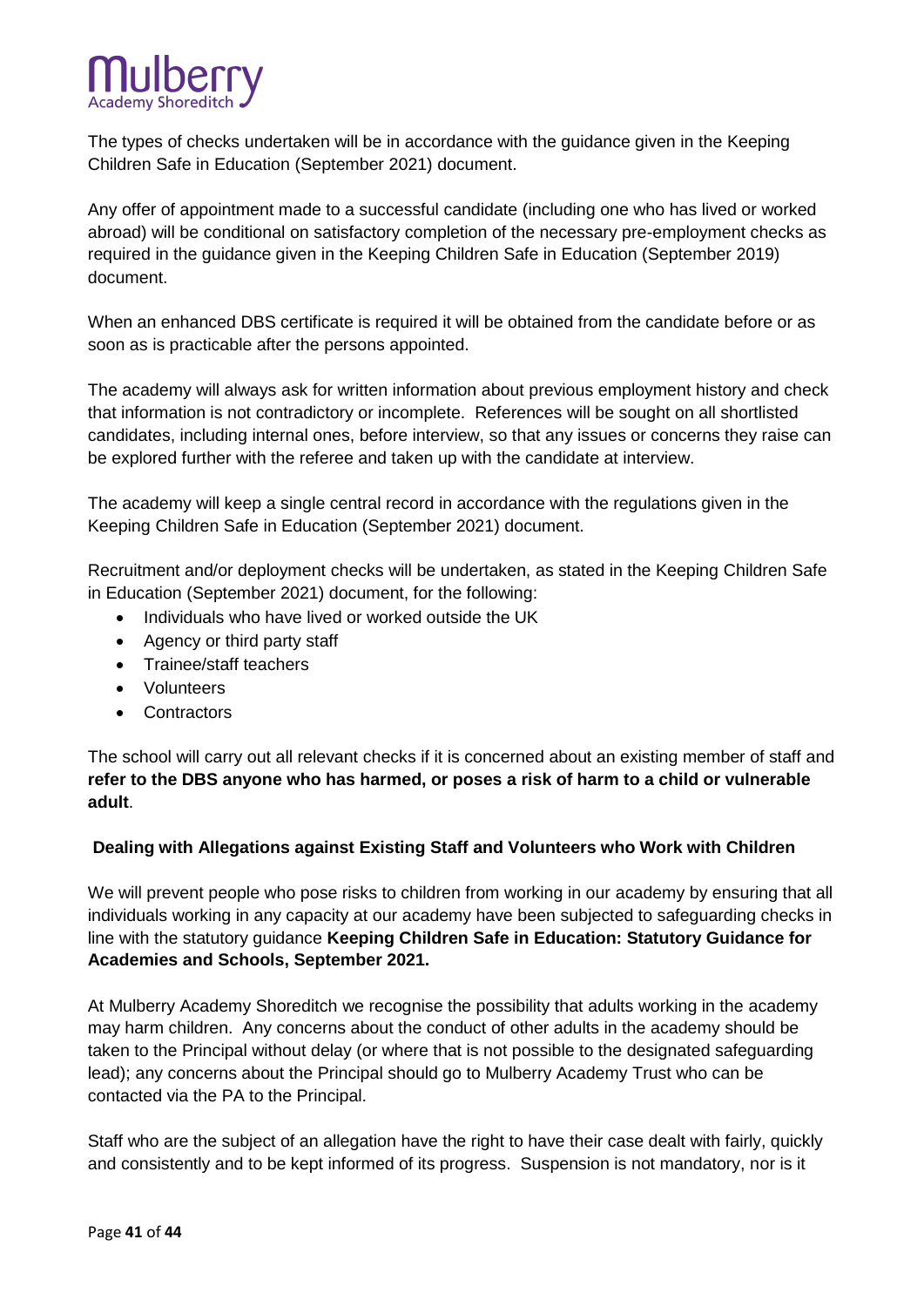The types of checks undertaken will be in accordance with the guidance given in the Keeping Children Safe in Education (September 2021) document.

Any offer of appointment made to a successful candidate (including one who has lived or worked abroad) will be conditional on satisfactory completion of the necessary pre-employment checks as required in the guidance given in the Keeping Children Safe in Education (September 2019) document.

When an enhanced DBS certificate is required it will be obtained from the candidate before or as soon as is practicable after the persons appointed.

The academy will always ask for written information about previous employment history and check that information is not contradictory or incomplete. References will be sought on all shortlisted candidates, including internal ones, before interview, so that any issues or concerns they raise can be explored further with the referee and taken up with the candidate at interview.

The academy will keep a single central record in accordance with the regulations given in the Keeping Children Safe in Education (September 2021) document.

Recruitment and/or deployment checks will be undertaken, as stated in the Keeping Children Safe in Education (September 2021) document, for the following:

- Individuals who have lived or worked outside the UK
- Agency or third party staff
- Trainee/staff teachers
- Volunteers
- Contractors

The school will carry out all relevant checks if it is concerned about an existing member of staff and **refer to the DBS anyone who has harmed, or poses a risk of harm to a child or vulnerable adult**.

**Dealing with Allegations against Existing Staff and Volunteers who Work with Children**

We will prevent people who pose risks to children from working in our academy by ensuring that all individuals working in any capacity at our academy have been subjected to safeguarding checks in line with the statutory guidance **Keeping Children Safe in Education: Statutory Guidance for Academies and Schools, September 2021.**

At Mulberry Academy Shoreditch we recognise the possibility that adults working in the academy may harm children. Any concerns about the conduct of other adults in the academy should be taken to the Principal without delay (or where that is not possible to the designated safeguarding lead); any concerns about the Principal should go to Mulberry Academy Trust who can be contacted via the PA to the Principal.

Staff who are the subject of an allegation have the right to have their case dealt with fairly, quickly and consistently and to be kept informed of its progress. Suspension is not mandatory, nor is it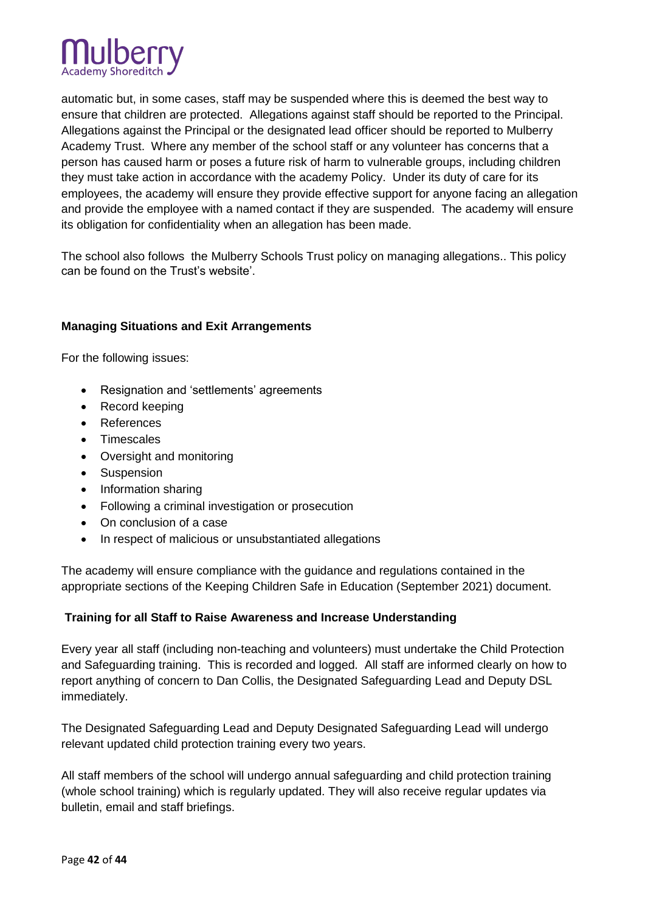automatic but, in some cases, staff may be suspended where this is deemed the best way to ensure that children are protected. Allegations against staff should be reported to the Principal. Allegations against the Principal or the designated lead officer should be reported to Mulberry Academy Trust. Where any member of the school staff or any volunteer has concerns that a person has caused harm or poses a future risk of harm to vulnerable groups, including children they must take action in accordance with the academy Policy. Under its duty of care for its employees, the academy will ensure they provide effective support for anyone facing an allegation and provide the employee with a named contact if they are suspended. The academy will ensure its obligation for confidentiality when an allegation has been made.

The school also follows the Mulberry Schools Trust policy on managing allegations.. This policy can be found on the Trust's website'.

**Managing Situations and Exit Arrangements**

For the following issues:

- Resignation and 'settlements' agreements
- Record keeping
- References
- Timescales
- Oversight and monitoring
- Suspension
- Information sharing
- Following a criminal investigation or prosecution
- On conclusion of a case
- In respect of malicious or unsubstantiated allegations

The academy will ensure compliance with the guidance and regulations contained in the appropriate sections of the Keeping Children Safe in Education (September 2021) document.

**Training for all Staff to Raise Awareness and Increase Understanding**

Every year all staff (including non-teaching and volunteers) must undertake the Child Protection and Safeguarding training. This is recorded and logged. All staff are informed clearly on how to report anything of concern to Dan Collis, the Designated Safeguarding Lead and Deputy DSL immediately.

The Designated Safeguarding Lead and Deputy Designated Safeguarding Lead will undergo relevant updated child protection training every two years.

All staff members of the school will undergo annual safeguarding and child protection training (whole school training) which is regularly updated. They will also receive regular updates via bulletin, email and staff briefings.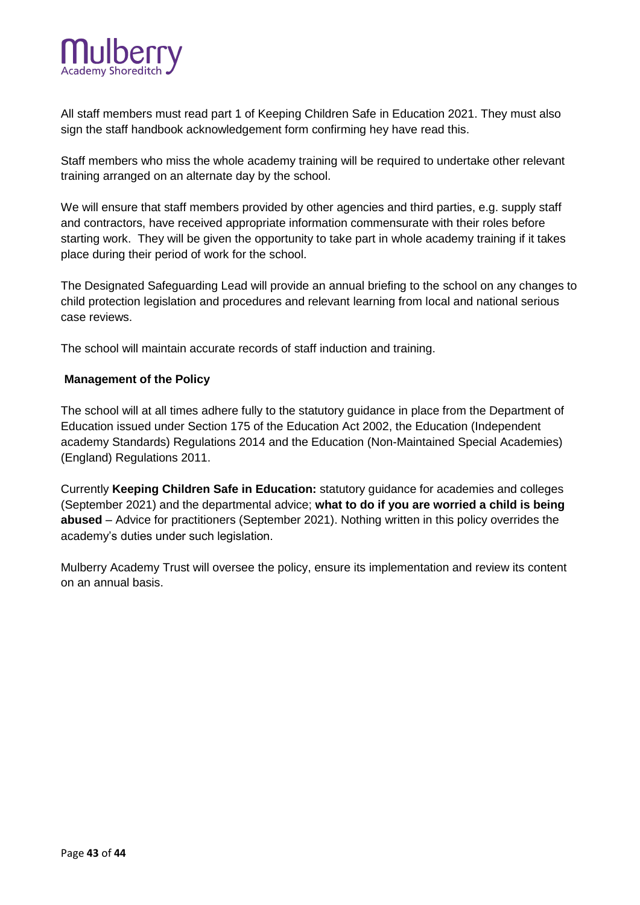All staff members must read part 1 of Keeping Children Safe in Education 2021. They must also sign the staff handbook acknowledgement form confirming hey have read this.

Staff members who miss the whole academy training will be required to undertake other relevant training arranged on an alternate day by the school.

We will ensure that staff members provided by other agencies and third parties, e.g. supply staff and contractors, have received appropriate information commensurate with their roles before starting work. They will be given the opportunity to take part in whole academy training if it takes place during their period of work for the school.

The Designated Safeguarding Lead will provide an annual briefing to the school on any changes to child protection legislation and procedures and relevant learning from local and national serious case reviews.

The school will maintain accurate records of staff induction and training.

**Management of the Policy**

The school will at all times adhere fully to the statutory guidance in place from the Department of Education issued under Section 175 of the Education Act 2002, the Education (Independent academy Standards) Regulations 2014 and the Education (Non-Maintained Special Academies) (England) Regulations 2011.

Currently **Keeping Children Safe in Education:** statutory guidance for academies and colleges (September 2021) and the departmental advice; **what to do if you are worried a child is being abused** – Advice for practitioners (September 2021). Nothing written in this policy overrides the academy's duties under such legislation.

Mulberry Academy Trust will oversee the policy, ensure its implementation and review its content on an annual basis.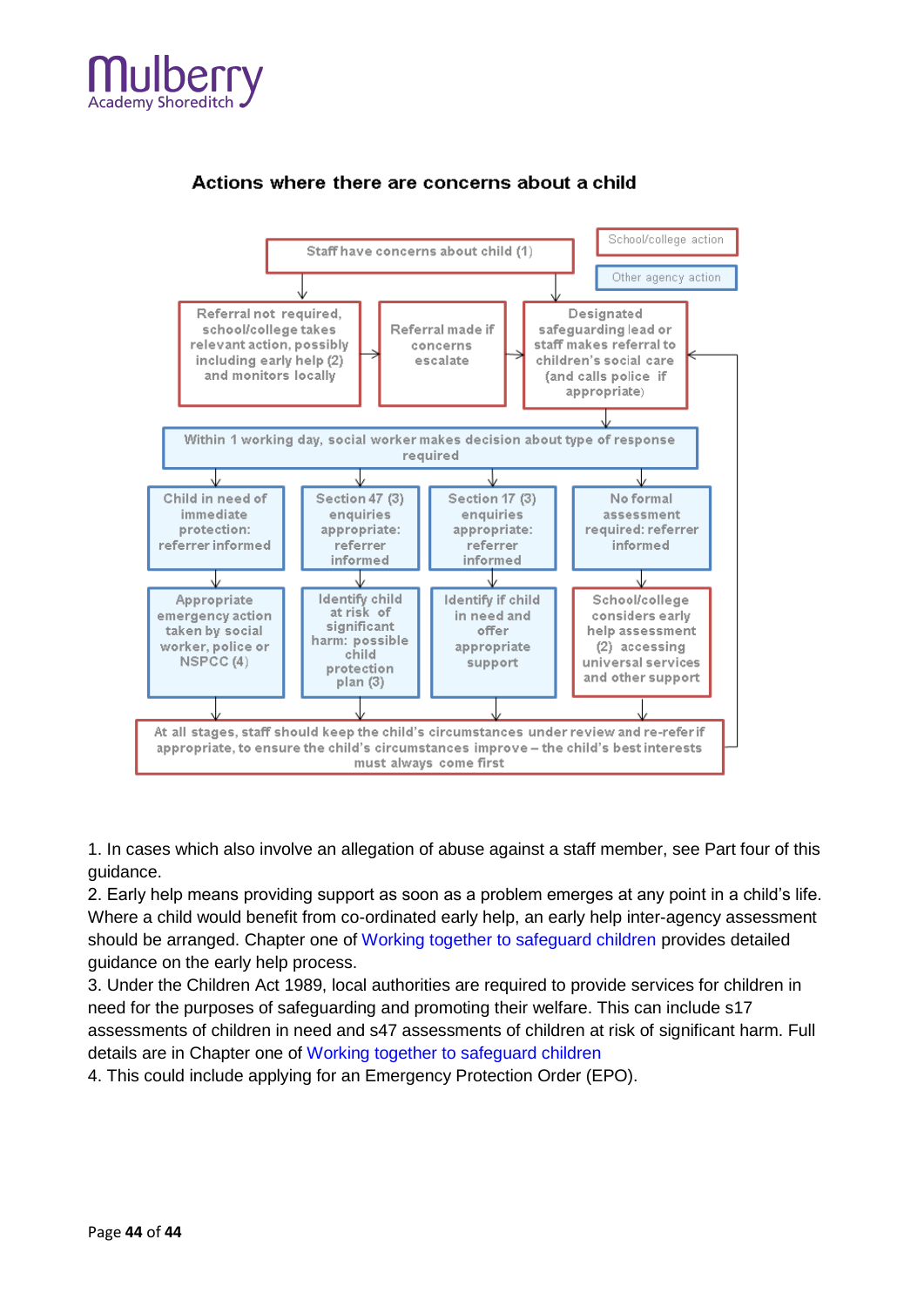# Actions where there are concerns about a child

School/college action

Other agency action

Staff have concerns about child (1)

Referral not required, school/college takes relevant action, possibly including early help (2) and monitors locally

Referral made if concerns escalate

Designated safeguarding lead or staff makes referral to children's social care (and calls police if appropriate)

Within 1 working day, social worker makes decision about type of response required

Child in need of immediate protection: referrer informed

Section 47 (3) enquiries appropriate: referrer informed

Section 17 (3) enquiries appropriate: referrer informed

No formal assessment required: referrer informed

Appropriate emergency action taken by social worker, police or NSPCC (4)

Identify child at risk of significant harm: possible child protection plan (3)

Identify if child in need and offer appropriate support

School/college considers early help assessment (2) accessing universal services and other support

At all stages, staff should keep the child's circumstances under review and re-refer if appropriate, to ensure the child's circumstances improve – the child's best interests must always come first

1. In cases which also involve an allegation of abuse against a staff member, see Part four of this guidance.
2. Early help means providing support as soon as a problem emerges at any point in a child's life. Where a child would benefit from co-ordinated early help, an early help inter-agency assessment should be arranged. Chapter one of Working together to safeguard children provides detailed guidance on the early help process.
3. Under the Children Act 1989, local authorities are required to provide services for children in need for the purposes of safeguarding and promoting their welfare. This can include s17 assessments of children in need and s47 assessments of children at risk of significant harm. Full details are in Chapter one of Working together to safeguard children
4. This could include applying for an Emergency Protection Order (EPO).